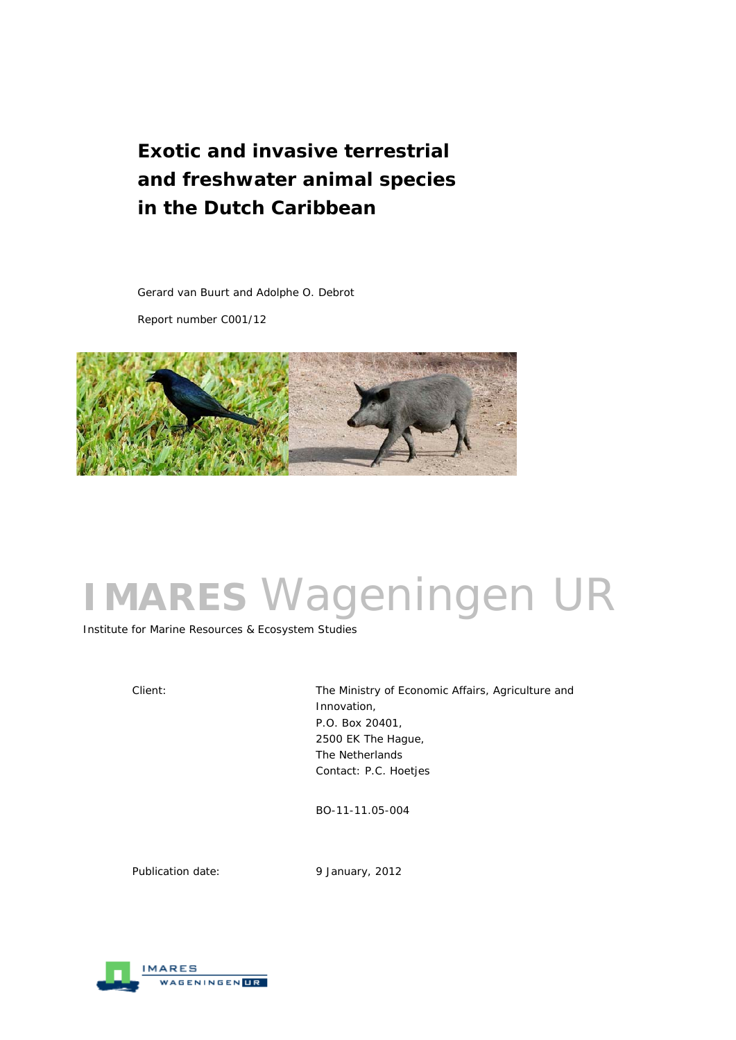# Exotic and invasive terrestrial and freshwater animal species in the Dutch Caribbean

Gerard van Buurt and Adolphe O. Debrot

Report number C001/12

**IMARES** Wageningen UR

Institute for Marine Resources & Ecosystem Studies

| | |
|---|---|
| Client: | The Ministry of Economic Affairs, Agriculture and Innovation,<br>P.O. Box 20401,<br>2500 EK The Hague,<br>The Netherlands<br>Contact: P.C. Hoetjes |
| | BO-11-11.05-004 |
| Publication date: | 9 January, 2012 |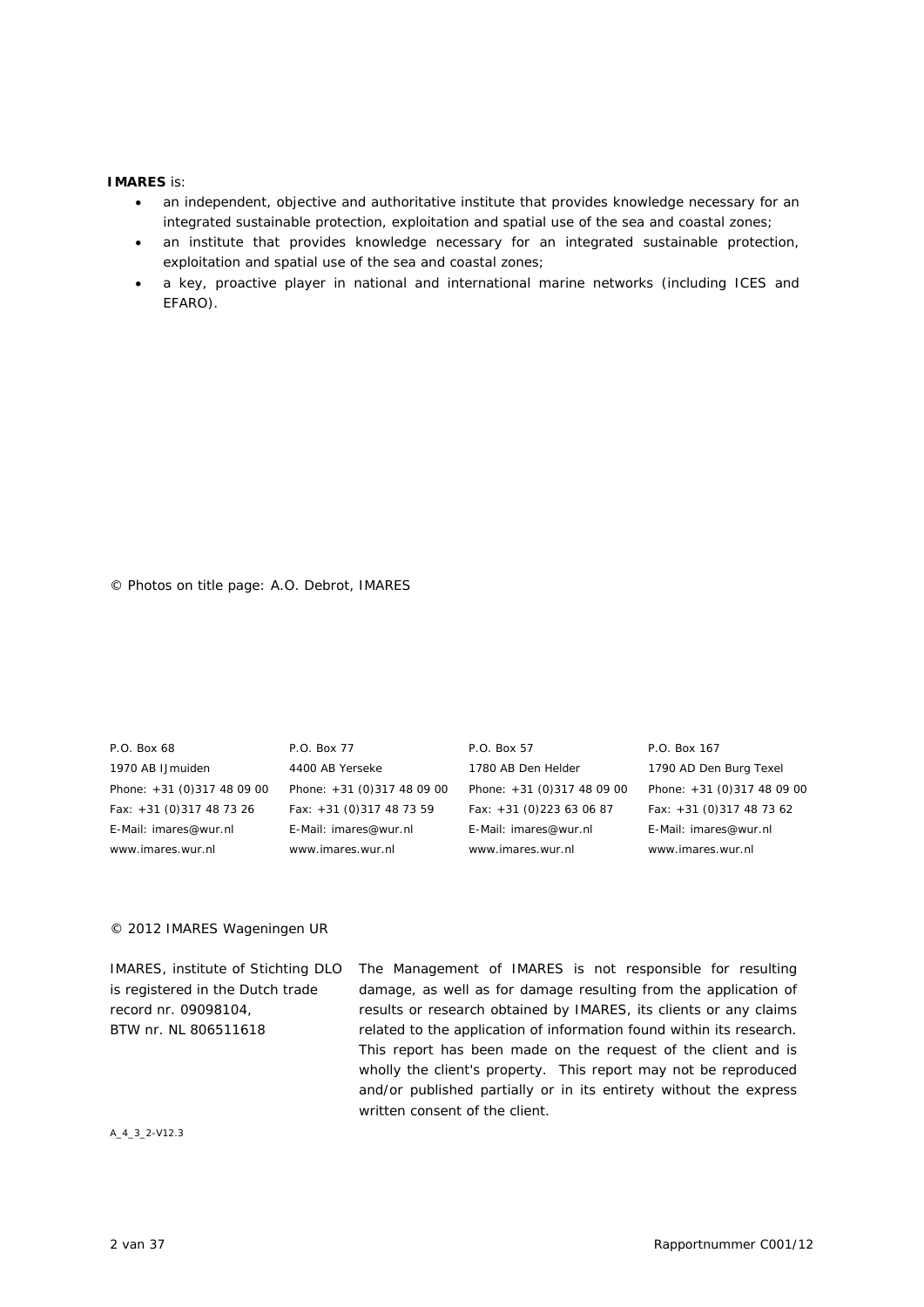**IMARES** is:

- an independent, objective and authoritative institute that provides knowledge necessary for an integrated sustainable protection, exploitation and spatial use of the sea and coastal zones;
- an institute that provides knowledge necessary for an integrated sustainable protection, exploitation and spatial use of the sea and coastal zones;
- a key, proactive player in national and international marine networks (including ICES and EFARO).

© Photos on title page: A.O. Debrot, IMARES

| | | | |
|---|---|---|---|
| P.O. Box 68 | P.O. Box 77 | P.O. Box 57 | P.O. Box 167 |
| 1970 AB IJmuiden | 4400 AB Yerseke | 1780 AB Den Helder | 1790 AD Den Burg Texel |
| Phone: +31 (0)317 48 09 00 | Phone: +31 (0)317 48 09 00 | Phone: +31 (0)317 48 09 00 | Phone: +31 (0)317 48 09 00 |
| Fax: +31 (0)317 48 73 26 | Fax: +31 (0)317 48 73 59 | Fax: +31 (0)223 63 06 87 | Fax: +31 (0)317 48 73 62 |
| E-Mail: imares@wur.nl | E-Mail: imares@wur.nl | E-Mail: imares@wur.nl | E-Mail: imares@wur.nl |
| www.imares.wur.nl | www.imares.wur.nl | www.imares.wur.nl | www.imares.wur.nl |

© 2012 IMARES Wageningen UR

IMARES, institute of Stichting DLO is registered in the Dutch trade record nr. 09098104, BTW nr. NL 806511618

The Management of IMARES is not responsible for resulting damage, as well as for damage resulting from the application of results or research obtained by IMARES, its clients or any claims related to the application of information found within its research. This report has been made on the request of the client and is wholly the client's property. This report may not be reproduced and/or published partially or in its entirety without the express written consent of the client.

A_4_3_2-V12.3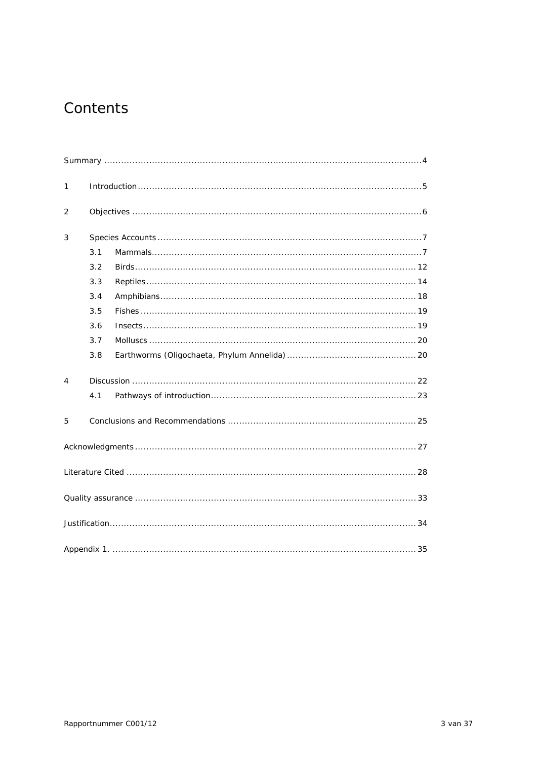# Contents

Summary ........................................................................................................... 4

1 Introduction ................................................................................................ 5

2 Objectives .................................................................................................... 6

3 Species Accounts ........................................................................................ 7

- 3.1 Mammals ................................................................................................ 7
- 3.2 Birds ..................................................................................................... 12
- 3.3 Reptiles ................................................................................................ 14
- 3.4 Amphibians ........................................................................................... 18
- 3.5 Fishes ................................................................................................... 19
- 3.6 Insects .................................................................................................. 19
- 3.7 Molluscs ............................................................................................... 20
- 3.8 Earthworms (Oligochaeta, Phylum Annelida) ........................................... 20

4 Discussion ................................................................................................... 22

- 4.1 Pathways of introduction ........................................................................ 23

5 Conclusions and Recommendations ............................................................... 25

Acknowledgments ............................................................................................ 27

Literature Cited ............................................................................................... 28

Quality assurance ............................................................................................ 33

Justification ..................................................................................................... 34

Appendix 1. ..................................................................................................... 35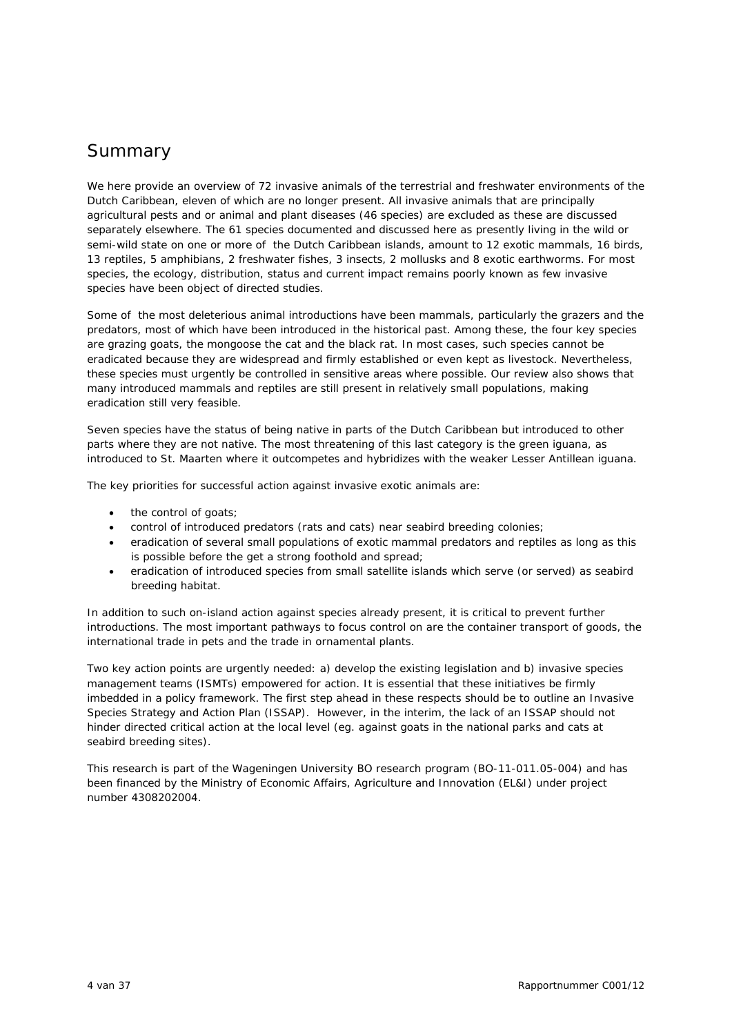# Summary

We here provide an overview of 72 invasive animals of the terrestrial and freshwater environments of the Dutch Caribbean, eleven of which are no longer present. All invasive animals that are principally agricultural pests and or animal and plant diseases (46 species) are excluded as these are discussed separately elsewhere. The 61 species documented and discussed here as presently living in the wild or semi-wild state on one or more of the Dutch Caribbean islands, amount to 12 exotic mammals, 16 birds, 13 reptiles, 5 amphibians, 2 freshwater fishes, 3 insects, 2 mollusks and 8 exotic earthworms. For most species, the ecology, distribution, status and current impact remains poorly known as few invasive species have been object of directed studies.

Some of the most deleterious animal introductions have been mammals, particularly the grazers and the predators, most of which have been introduced in the historical past. Among these, the four key species are grazing goats, the mongoose the cat and the black rat. In most cases, such species cannot be eradicated because they are widespread and firmly established or even kept as livestock. Nevertheless, these species must urgently be controlled in sensitive areas where possible. Our review also shows that many introduced mammals and reptiles are still present in relatively small populations, making eradication still very feasible.

Seven species have the status of being native in parts of the Dutch Caribbean but introduced to other parts where they are not native. The most threatening of this last category is the green iguana, as introduced to St. Maarten where it outcompetes and hybridizes with the weaker Lesser Antillean iguana.

The key priorities for successful action against invasive exotic animals are:

- the control of goats;
- control of introduced predators (rats and cats) near seabird breeding colonies;
- eradication of several small populations of exotic mammal predators and reptiles as long as this is possible before the get a strong foothold and spread;
- eradication of introduced species from small satellite islands which serve (or served) as seabird breeding habitat.

In addition to such on-island action against species already present, it is critical to prevent further introductions. The most important pathways to focus control on are the container transport of goods, the international trade in pets and the trade in ornamental plants.

Two key action points are urgently needed: a) develop the existing legislation and b) invasive species management teams (ISMTs) empowered for action. It is essential that these initiatives be firmly imbedded in a policy framework. The first step ahead in these respects should be to outline an Invasive Species Strategy and Action Plan (ISSAP). However, in the interim, the lack of an ISSAP should not hinder directed critical action at the local level (eg. against goats in the national parks and cats at seabird breeding sites).

This research is part of the Wageningen University BO research program (BO-11-011.05-004) and has been financed by the Ministry of Economic Affairs, Agriculture and Innovation (EL&I) under project number 4308202004.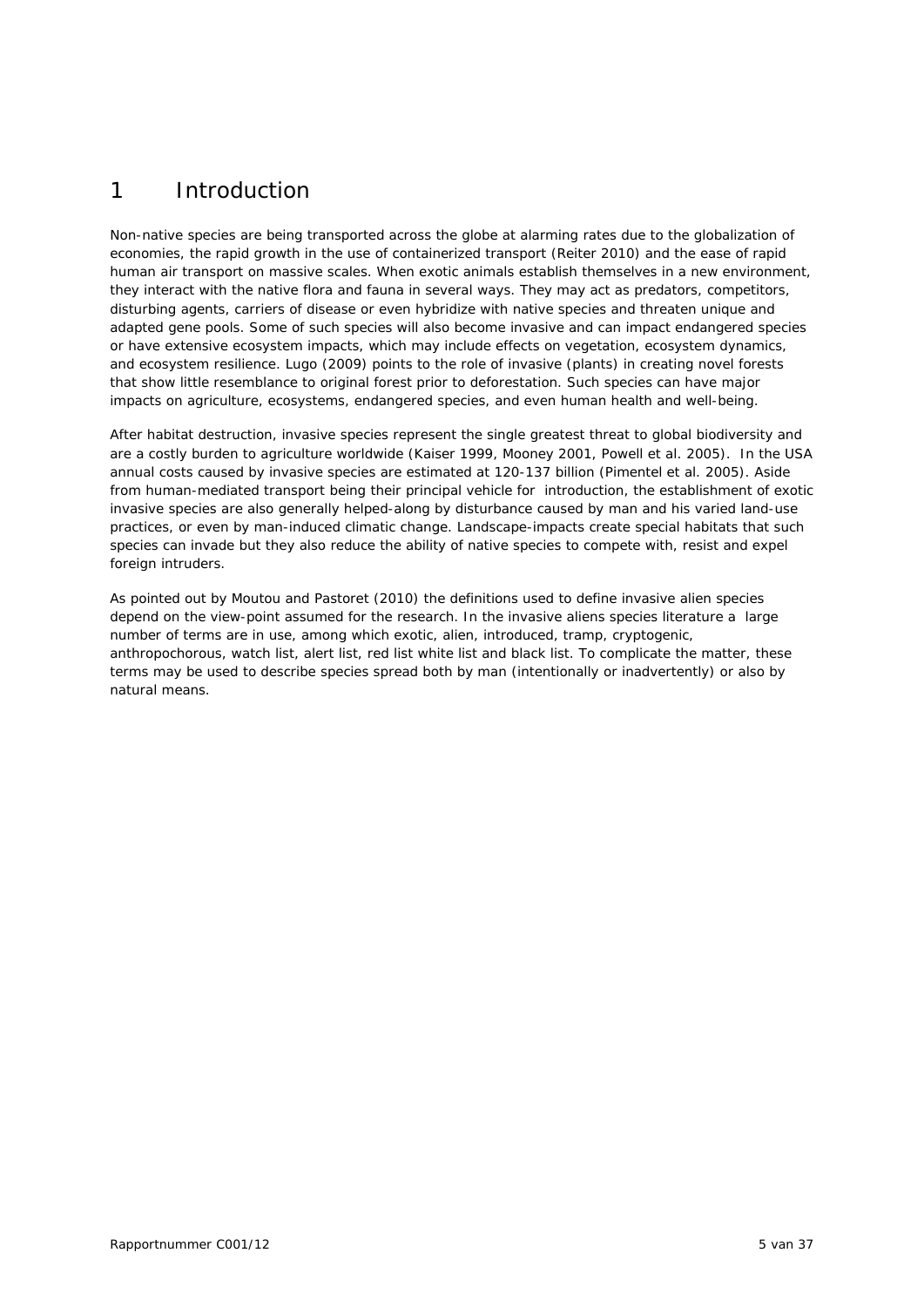# 1 Introduction

Non-native species are being transported across the globe at alarming rates due to the globalization of economies, the rapid growth in the use of containerized transport (Reiter 2010) and the ease of rapid human air transport on massive scales. When exotic animals establish themselves in a new environment, they interact with the native flora and fauna in several ways. They may act as predators, competitors, disturbing agents, carriers of disease or even hybridize with native species and threaten unique and adapted gene pools. Some of such species will also become invasive and can impact endangered species or have extensive ecosystem impacts, which may include effects on vegetation, ecosystem dynamics, and ecosystem resilience. Lugo (2009) points to the role of invasive (plants) in creating novel forests that show little resemblance to original forest prior to deforestation. Such species can have major impacts on agriculture, ecosystems, endangered species, and even human health and well-being.

After habitat destruction, invasive species represent the single greatest threat to global biodiversity and are a costly burden to agriculture worldwide (Kaiser 1999, Mooney 2001, Powell et al. 2005). In the USA annual costs caused by invasive species are estimated at 120-137 billion (Pimentel et al. 2005). Aside from human-mediated transport being their principal vehicle for introduction, the establishment of exotic invasive species are also generally helped-along by disturbance caused by man and his varied land-use practices, or even by man-induced climatic change. Landscape-impacts create special habitats that such species can invade but they also reduce the ability of native species to compete with, resist and expel foreign intruders.

As pointed out by Moutou and Pastoret (2010) the definitions used to define invasive alien species depend on the view-point assumed for the research. In the invasive aliens species literature a large number of terms are in use, among which exotic, alien, introduced, tramp, cryptogenic, anthropochorous, watch list, alert list, red list white list and black list. To complicate the matter, these terms may be used to describe species spread both by man (intentionally or inadvertently) or also by natural means.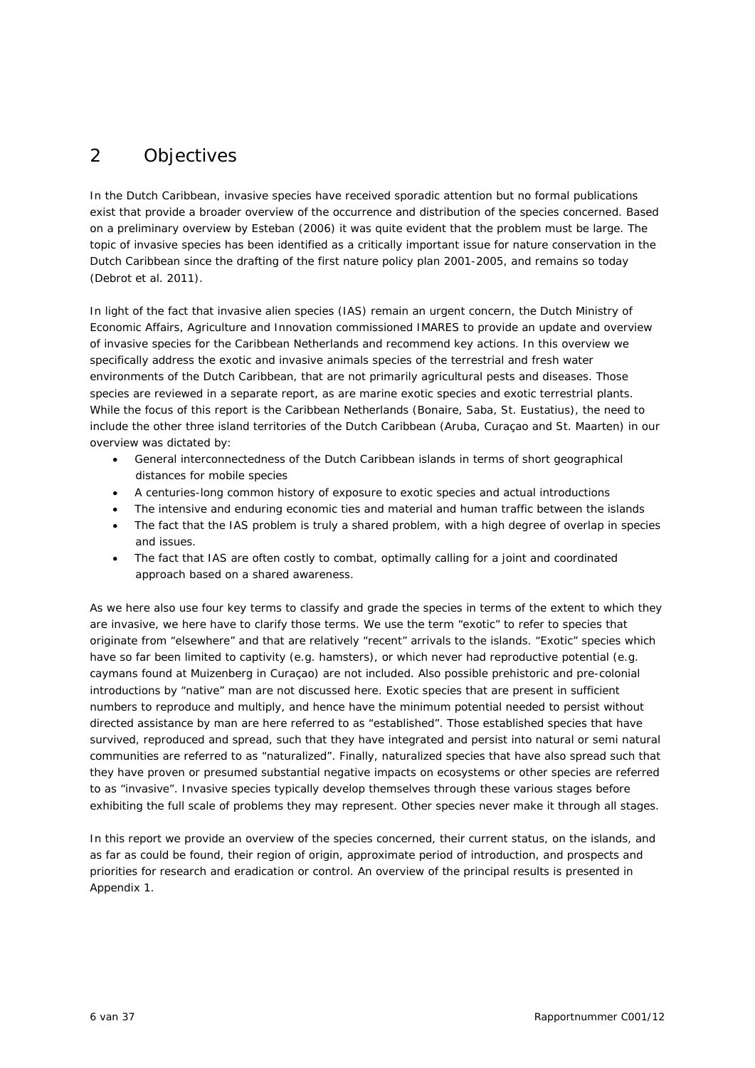# 2 Objectives

In the Dutch Caribbean, invasive species have received sporadic attention but no formal publications exist that provide a broader overview of the occurrence and distribution of the species concerned. Based on a preliminary overview by Esteban (2006) it was quite evident that the problem must be large. The topic of invasive species has been identified as a critically important issue for nature conservation in the Dutch Caribbean since the drafting of the first nature policy plan 2001-2005, and remains so today (Debrot et al. 2011).

In light of the fact that invasive alien species (IAS) remain an urgent concern, the Dutch Ministry of Economic Affairs, Agriculture and Innovation commissioned IMARES to provide an update and overview of invasive species for the Caribbean Netherlands and recommend key actions. In this overview we specifically address the exotic and invasive animals species of the terrestrial and fresh water environments of the Dutch Caribbean, that are not primarily agricultural pests and diseases. Those species are reviewed in a separate report, as are marine exotic species and exotic terrestrial plants. While the focus of this report is the Caribbean Netherlands (Bonaire, Saba, St. Eustatius), the need to include the other three island territories of the Dutch Caribbean (Aruba, Curaçao and St. Maarten) in our overview was dictated by:

- General interconnectedness of the Dutch Caribbean islands in terms of short geographical distances for mobile species
- A centuries-long common history of exposure to exotic species and actual introductions
- The intensive and enduring economic ties and material and human traffic between the islands
- The fact that the IAS problem is truly a shared problem, with a high degree of overlap in species and issues.
- The fact that IAS are often costly to combat, optimally calling for a joint and coordinated approach based on a shared awareness.

As we here also use four key terms to classify and grade the species in terms of the extent to which they are invasive, we here have to clarify those terms. We use the term "exotic" to refer to species that originate from "elsewhere" and that are relatively "recent" arrivals to the islands. "Exotic" species which have so far been limited to captivity (e.g. hamsters), or which never had reproductive potential (e.g. caymans found at Muizenberg in Curaçao) are not included. Also possible prehistoric and pre-colonial introductions by "native" man are not discussed here. Exotic species that are present in sufficient numbers to reproduce and multiply, and hence have the minimum potential needed to persist without directed assistance by man are here referred to as "established". Those established species that have survived, reproduced and spread, such that they have integrated and persist into natural or semi natural communities are referred to as "naturalized". Finally, naturalized species that have also spread such that they have proven or presumed substantial negative impacts on ecosystems or other species are referred to as "invasive". Invasive species typically develop themselves through these various stages before exhibiting the full scale of problems they may represent. Other species never make it through all stages.

In this report we provide an overview of the species concerned, their current status, on the islands, and as far as could be found, their region of origin, approximate period of introduction, and prospects and priorities for research and eradication or control. An overview of the principal results is presented in Appendix 1.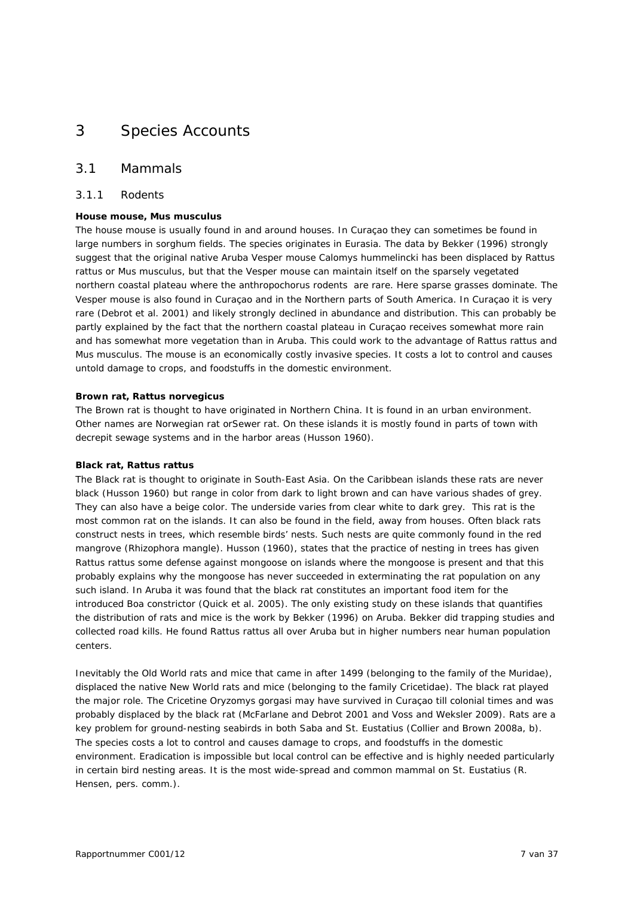# 3 Species Accounts

## 3.1 Mammals

### 3.1.1 Rodents

**House mouse, *Mus musculus***

The house mouse is usually found in and around houses. In Curaçao they can sometimes be found in large numbers in sorghum fields. The species originates in Eurasia. The data by Bekker (1996) strongly suggest that the original native Aruba Vesper mouse *Calomys hummelincki* has been displaced by *Rattus rattus* or *Mus musculus*, but that the Vesper mouse can maintain itself on the sparsely vegetated northern coastal plateau where the anthropochorus rodents are rare. Here sparse grasses dominate. The Vesper mouse is also found in Curaçao and in the Northern parts of South America. In Curaçao it is very rare (Debrot et al. 2001) and likely strongly declined in abundance and distribution. This can probably be partly explained by the fact that the northern coastal plateau in Curaçao receives somewhat more rain and has somewhat more vegetation than in Aruba. This could work to the advantage of *Rattus rattus* and *Mus musculus*. The mouse is an economically costly invasive species. It costs a lot to control and causes untold damage to crops, and foodstuffs in the domestic environment.

**Brown rat, *Rattus norvegicus***

The Brown rat is thought to have originated in Northern China. It is found in an urban environment. Other names are Norwegian rat orSewer rat. On these islands it is mostly found in parts of town with decrepit sewage systems and in the harbor areas (Husson 1960).

**Black rat, *Rattus rattus***

The Black rat is thought to originate in South-East Asia. On the Caribbean islands these rats are never black (Husson 1960) but range in color from dark to light brown and can have various shades of grey. They can also have a beige color. The underside varies from clear white to dark grey. This rat is the most common rat on the islands. It can also be found in the field, away from houses. Often black rats construct nests in trees, which resemble birds' nests. Such nests are quite commonly found in the red mangrove (*Rhizophora mangle*). Husson (1960), states that the practice of nesting in trees has given *Rattus rattus* some defense against mongoose on islands where the mongoose is present and that this probably explains why the mongoose has never succeeded in exterminating the rat population on any such island. In Aruba it was found that the black rat constitutes an important food item for the introduced Boa constrictor (Quick et al. 2005). The only existing study on these islands that quantifies the distribution of rats and mice is the work by Bekker (1996) on Aruba. Bekker did trapping studies and collected road kills. He found *Rattus rattus* all over Aruba but in higher numbers near human population centers.

Inevitably the Old World rats and mice that came in after 1499 (belonging to the family of the Muridae), displaced the native New World rats and mice (belonging to the family Cricetidae). The black rat played the major role. The Cricetine *Oryzomys gorgasi* may have survived in Curaçao till colonial times and was probably displaced by the black rat (McFarlane and Debrot 2001 and Voss and Weksler 2009). Rats are a key problem for ground-nesting seabirds in both Saba and St. Eustatius (Collier and Brown 2008a, b). The species costs a lot to control and causes damage to crops, and foodstuffs in the domestic environment. Eradication is impossible but local control can be effective and is highly needed particularly in certain bird nesting areas. It is the most wide-spread and common mammal on St. Eustatius (R. Hensen, pers. comm.).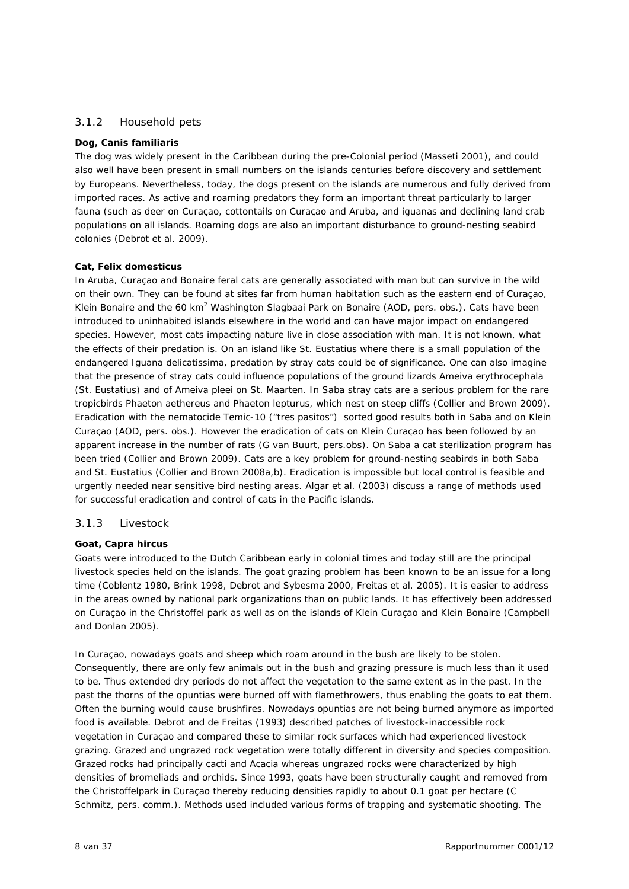### 3.1.2 Household pets

**Dog, *Canis familiaris***

The dog was widely present in the Caribbean during the pre-Colonial period (Masseti 2001), and could also well have been present in small numbers on the islands centuries before discovery and settlement by Europeans. Nevertheless, today, the dogs present on the islands are numerous and fully derived from imported races. As active and roaming predators they form an important threat particularly to larger fauna (such as deer on Curaçao, cottontails on Curaçao and Aruba, and iguanas and declining land crab populations on all islands. Roaming dogs are also an important disturbance to ground-nesting seabird colonies (Debrot et al. 2009).

**Cat, *Felix domesticus***

In Aruba, Curaçao and Bonaire feral cats are generally associated with man but can survive in the wild on their own. They can be found at sites far from human habitation such as the eastern end of Curaçao, Klein Bonaire and the 60 km$^2$ Washington Slagbaai Park on Bonaire (AOD, pers. obs.). Cats have been introduced to uninhabited islands elsewhere in the world and can have major impact on endangered species. However, most cats impacting nature live in close association with man. It is not known, what the effects of their predation is. On an island like St. Eustatius where there is a small population of the endangered *Iguana delicatissima*, predation by stray cats could be of significance. One can also imagine that the presence of stray cats could influence populations of the ground lizards *Ameiva erythrocephala* (St. Eustatius) and of *Ameiva pleei* on St. Maarten. In Saba stray cats are a serious problem for the rare tropicbirds *Phaeton aethereus* and *Phaeton lepturus*, which nest on steep cliffs (Collier and Brown 2009). Eradication with the nematocide Temic-10 ("tres pasitos") sorted good results both in Saba and on Klein Curaçao (AOD, pers. obs.). However the eradication of cats on Klein Curaçao has been followed by an apparent increase in the number of rats (G van Buurt, pers.obs). On Saba a cat sterilization program has been tried (Collier and Brown 2009). Cats are a key problem for ground-nesting seabirds in both Saba and St. Eustatius (Collier and Brown 2008a,b). Eradication is impossible but local control is feasible and urgently needed near sensitive bird nesting areas. Algar et al. (2003) discuss a range of methods used for successful eradication and control of cats in the Pacific islands.

### 3.1.3 Livestock

**Goat, *Capra hircus***

Goats were introduced to the Dutch Caribbean early in colonial times and today still are the principal livestock species held on the islands. The goat grazing problem has been known to be an issue for a long time (Coblentz 1980, Brink 1998, Debrot and Sybesma 2000, Freitas et al. 2005). It is easier to address in the areas owned by national park organizations than on public lands. It has effectively been addressed on Curaçao in the Christoffel park as well as on the islands of Klein Curaçao and Klein Bonaire (Campbell and Donlan 2005).

In Curaçao, nowadays goats and sheep which roam around in the bush are likely to be stolen. Consequently, there are only few animals out in the bush and grazing pressure is much less than it used to be. Thus extended dry periods do not affect the vegetation to the same extent as in the past. In the past the thorns of the opuntias were burned off with flamethrowers, thus enabling the goats to eat them. Often the burning would cause brushfires. Nowadays opuntias are not being burned anymore as imported food is available. Debrot and de Freitas (1993) described patches of livestock-inaccessible rock vegetation in Curaçao and compared these to similar rock surfaces which had experienced livestock grazing. Grazed and ungrazed rock vegetation were totally different in diversity and species composition. Grazed rocks had principally cacti and Acacia whereas ungrazed rocks were characterized by high densities of bromeliads and orchids. Since 1993, goats have been structurally caught and removed from the Christoffelpark in Curaçao thereby reducing densities rapidly to about 0.1 goat per hectare (C Schmitz, pers. comm.). Methods used included various forms of trapping and systematic shooting. The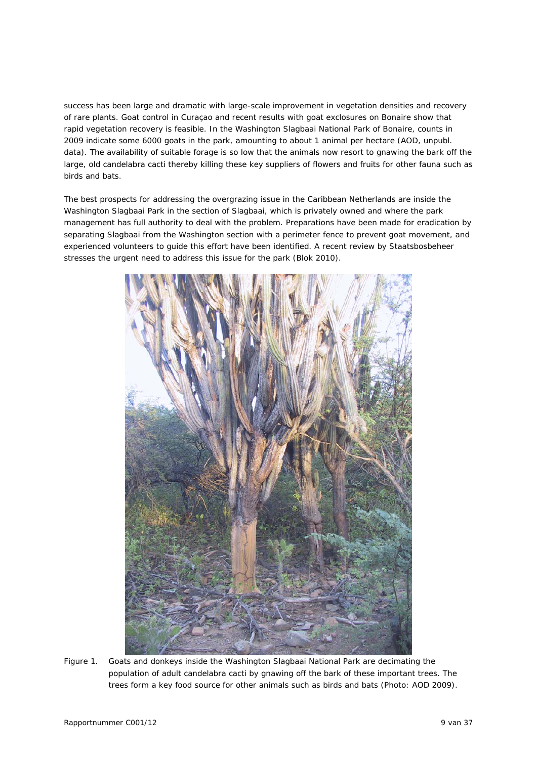success has been large and dramatic with large-scale improvement in vegetation densities and recovery of rare plants. Goat control in Curaçao and recent results with goat exclosures on Bonaire show that rapid vegetation recovery is feasible. In the Washington Slagbaai National Park of Bonaire, counts in 2009 indicate some 6000 goats in the park, amounting to about 1 animal per hectare (AOD, unpubl. data). The availability of suitable forage is so low that the animals now resort to gnawing the bark off the large, old candelabra cacti thereby killing these key suppliers of flowers and fruits for other fauna such as birds and bats.

The best prospects for addressing the overgrazing issue in the Caribbean Netherlands are inside the Washington Slagbaai Park in the section of Slagbaai, which is privately owned and where the park management has full authority to deal with the problem. Preparations have been made for eradication by separating Slagbaai from the Washington section with a perimeter fence to prevent goat movement, and experienced volunteers to guide this effort have been identified. A recent review by Staatsbosbeheer stresses the urgent need to address this issue for the park (Blok 2010).

Figure 1. Goats and donkeys inside the Washington Slagbaai National Park are decimating the population of adult candelabra cacti by gnawing off the bark of these important trees. The trees form a key food source for other animals such as birds and bats (Photo: AOD 2009).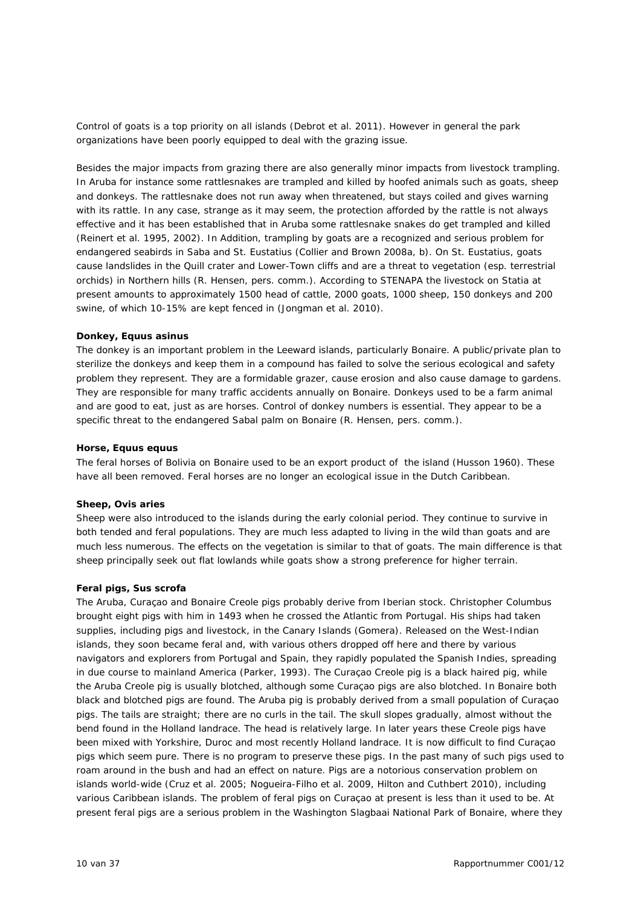Control of goats is a top priority on all islands (Debrot et al. 2011). However in general the park organizations have been poorly equipped to deal with the grazing issue.

Besides the major impacts from grazing there are also generally minor impacts from livestock trampling. In Aruba for instance some rattlesnakes are trampled and killed by hoofed animals such as goats, sheep and donkeys. The rattlesnake does not run away when threatened, but stays coiled and gives warning with its rattle. In any case, strange as it may seem, the protection afforded by the rattle is not always effective and it has been established that in Aruba some rattlesnake snakes do get trampled and killed (Reinert et al. 1995, 2002). In Addition, trampling by goats are a recognized and serious problem for endangered seabirds in Saba and St. Eustatius (Collier and Brown 2008a, b). On St. Eustatius, goats cause landslides in the Quill crater and Lower-Town cliffs and are a threat to vegetation (esp. terrestrial orchids) in Northern hills (R. Hensen, pers. comm.). According to STENAPA the livestock on Statia at present amounts to approximately 1500 head of cattle, 2000 goats, 1000 sheep, 150 donkeys and 200 swine, of which 10-15% are kept fenced in (Jongman et al. 2010).

**Donkey, *Equus asinus***

The donkey is an important problem in the Leeward islands, particularly Bonaire. A public/private plan to sterilize the donkeys and keep them in a compound has failed to solve the serious ecological and safety problem they represent. They are a formidable grazer, cause erosion and also cause damage to gardens. They are responsible for many traffic accidents annually on Bonaire. Donkeys used to be a farm animal and are good to eat, just as are horses. Control of donkey numbers is essential. They appear to be a specific threat to the endangered Sabal palm on Bonaire (R. Hensen, pers. comm.).

**Horse, *Equus equus***

The feral horses of Bolivia on Bonaire used to be an export product of the island (Husson 1960). These have all been removed. Feral horses are no longer an ecological issue in the Dutch Caribbean.

**Sheep, *Ovis aries***

Sheep were also introduced to the islands during the early colonial period. They continue to survive in both tended and feral populations. They are much less adapted to living in the wild than goats and are much less numerous. The effects on the vegetation is similar to that of goats. The main difference is that sheep principally seek out flat lowlands while goats show a strong preference for higher terrain.

**Feral pigs, *Sus scrofa***

The Aruba, Curaçao and Bonaire Creole pigs probably derive from Iberian stock. Christopher Columbus brought eight pigs with him in 1493 when he crossed the Atlantic from Portugal. His ships had taken supplies, including pigs and livestock, in the Canary Islands (Gomera). Released on the West-Indian islands, they soon became feral and, with various others dropped off here and there by various navigators and explorers from Portugal and Spain, they rapidly populated the Spanish Indies, spreading in due course to mainland America (Parker, 1993). The Curaçao Creole pig is a black haired pig, while the Aruba Creole pig is usually blotched, although some Curaçao pigs are also blotched. In Bonaire both black and blotched pigs are found. The Aruba pig is probably derived from a small population of Curaçao pigs. The tails are straight; there are no curls in the tail. The skull slopes gradually, almost without the bend found in the Holland landrace. The head is relatively large. In later years these Creole pigs have been mixed with Yorkshire, Duroc and most recently Holland landrace. It is now difficult to find Curaçao pigs which seem pure. There is no program to preserve these pigs. In the past many of such pigs used to roam around in the bush and had an effect on nature. Pigs are a notorious conservation problem on islands world-wide (Cruz et al. 2005; Nogueira-Filho et al. 2009, Hilton and Cuthbert 2010), including various Caribbean islands. The problem of feral pigs on Curaçao at present is less than it used to be. At present feral pigs are a serious problem in the Washington Slagbaai National Park of Bonaire, where they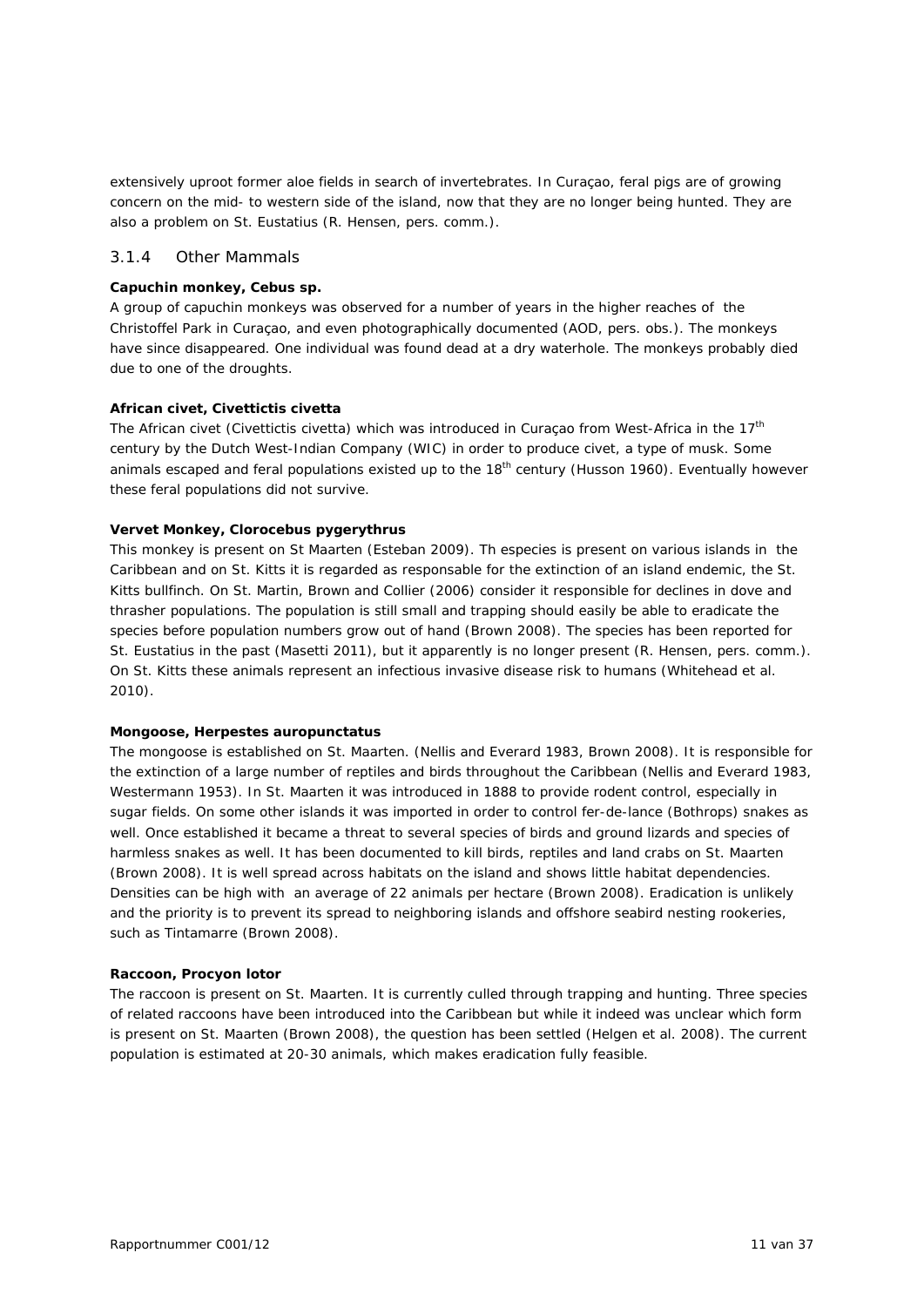extensively uproot former aloe fields in search of invertebrates. In Curaçao, feral pigs are of growing concern on the mid- to western side of the island, now that they are no longer being hunted. They are also a problem on St. Eustatius (R. Hensen, pers. comm.).

### 3.1.4 Other Mammals

**Capuchin monkey, Cebus sp.**

A group of capuchin monkeys was observed for a number of years in the higher reaches of the Christoffel Park in Curaçao, and even photographically documented (AOD, pers. obs.). The monkeys have since disappeared. One individual was found dead at a dry waterhole. The monkeys probably died due to one of the droughts.

**African civet, Civettictis civetta**

The African civet (Civettictis civetta) which was introduced in Curaçao from West-Africa in the 17th century by the Dutch West-Indian Company (WIC) in order to produce civet, a type of musk. Some animals escaped and feral populations existed up to the 18th century (Husson 1960). Eventually however these feral populations did not survive.

**Vervet Monkey, Clorocebus pygerythrus**

This monkey is present on St Maarten (Esteban 2009). Th especies is present on various islands in the Caribbean and on St. Kitts it is regarded as responsable for the extinction of an island endemic, the St. Kitts bullfinch. On St. Martin, Brown and Collier (2006) consider it responsible for declines in dove and thrasher populations. The population is still small and trapping should easily be able to eradicate the species before population numbers grow out of hand (Brown 2008). The species has been reported for St. Eustatius in the past (Masetti 2011), but it apparently is no longer present (R. Hensen, pers. comm.). On St. Kitts these animals represent an infectious invasive disease risk to humans (Whitehead et al. 2010).

**Mongoose, Herpestes auropunctatus**

The mongoose is established on St. Maarten. (Nellis and Everard 1983, Brown 2008). It is responsible for the extinction of a large number of reptiles and birds throughout the Caribbean (Nellis and Everard 1983, Westermann 1953). In St. Maarten it was introduced in 1888 to provide rodent control, especially in sugar fields. On some other islands it was imported in order to control fer-de-lance (Bothrops) snakes as well. Once established it became a threat to several species of birds and ground lizards and species of harmless snakes as well. It has been documented to kill birds, reptiles and land crabs on St. Maarten (Brown 2008). It is well spread across habitats on the island and shows little habitat dependencies. Densities can be high with an average of 22 animals per hectare (Brown 2008). Eradication is unlikely and the priority is to prevent its spread to neighboring islands and offshore seabird nesting rookeries, such as Tintamarre (Brown 2008).

**Raccoon, Procyon lotor**

The raccoon is present on St. Maarten. It is currently culled through trapping and hunting. Three species of related raccoons have been introduced into the Caribbean but while it indeed was unclear which form is present on St. Maarten (Brown 2008), the question has been settled (Helgen et al. 2008). The current population is estimated at 20-30 animals, which makes eradication fully feasible.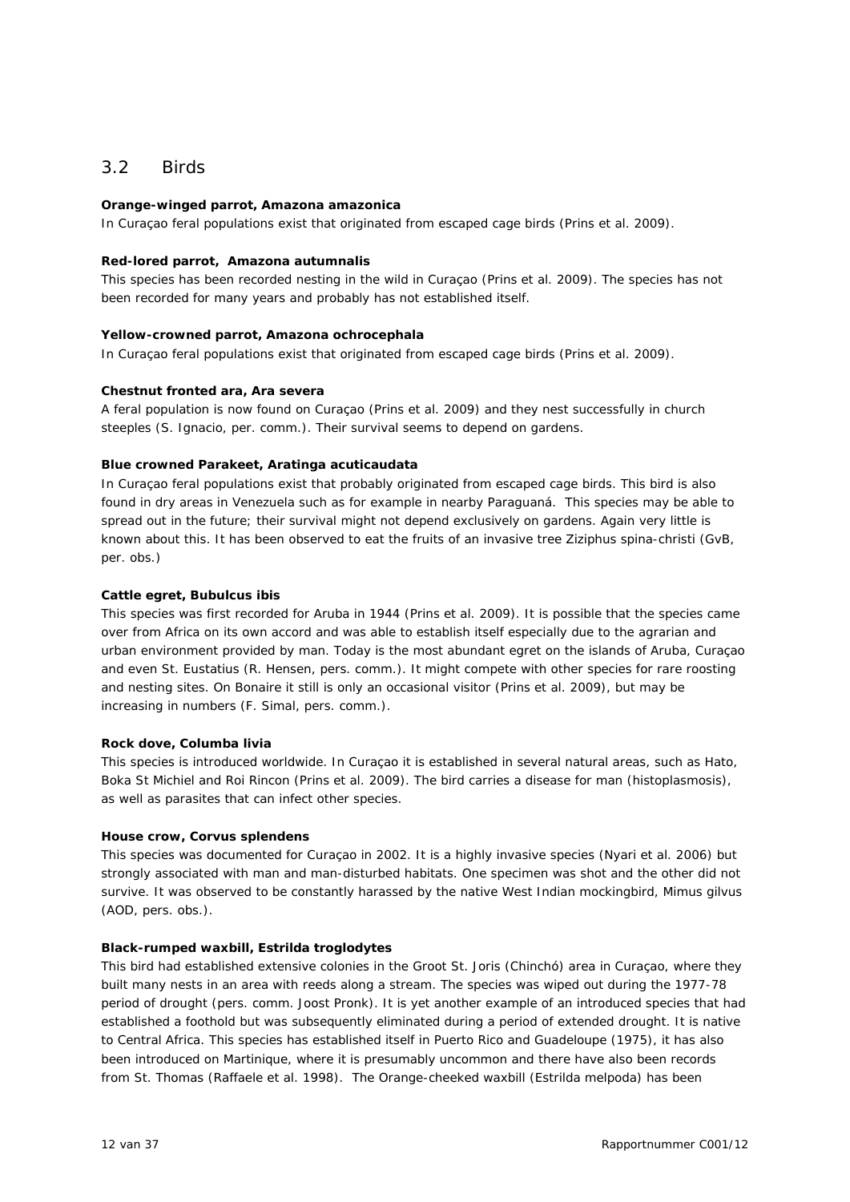## 3.2 Birds

**Orange-winged parrot, *Amazona amazonica***
In Curaçao feral populations exist that originated from escaped cage birds (Prins et al. 2009).

**Red-lored parrot, *Amazona autumnalis***
This species has been recorded nesting in the wild in Curaçao (Prins et al. 2009). The species has not been recorded for many years and probably has not established itself.

**Yellow-crowned parrot, *Amazona ochrocephala***
In Curaçao feral populations exist that originated from escaped cage birds (Prins et al. 2009).

**Chestnut fronted ara, *Ara severa***
A feral population is now found on Curaçao (Prins et al. 2009) and they nest successfully in church steeples (S. Ignacio, per. comm.). Their survival seems to depend on gardens.

**Blue crowned Parakeet, *Aratinga acuticaudata***
In Curaçao feral populations exist that probably originated from escaped cage birds. This bird is also found in dry areas in Venezuela such as for example in nearby Paraguaná. This species may be able to spread out in the future; their survival might not depend exclusively on gardens. Again very little is known about this. It has been observed to eat the fruits of an invasive tree *Ziziphus spina-christi* (GvB, per. obs.)

**Cattle egret, *Bubulcus ibis***
This species was first recorded for Aruba in 1944 (Prins et al. 2009). It is possible that the species came over from Africa on its own accord and was able to establish itself especially due to the agrarian and urban environment provided by man. Today is the most abundant egret on the islands of Aruba, Curaçao and even St. Eustatius (R. Hensen, pers. comm.). It might compete with other species for rare roosting and nesting sites. On Bonaire it still is only an occasional visitor (Prins et al. 2009), but may be increasing in numbers (F. Simal, pers. comm.).

**Rock dove, *Columba livia***
This species is introduced worldwide. In Curaçao it is established in several natural areas, such as Hato, Boka St Michiel and Roi Rincon (Prins et al. 2009). The bird carries a disease for man (histoplasmosis), as well as parasites that can infect other species.

**House crow, *Corvus splendens***
This species was documented for Curaçao in 2002. It is a highly invasive species (Nyari et al. 2006) but strongly associated with man and man-disturbed habitats. One specimen was shot and the other did not survive. It was observed to be constantly harassed by the native West Indian mockingbird, *Mimus gilvus* (AOD, pers. obs.).

**Black-rumped waxbill, *Estrilda troglodytes***
This bird had established extensive colonies in the Groot St. Joris (Chinchó) area in Curaçao, where they built many nests in an area with reeds along a stream. The species was wiped out during the 1977-78 period of drought (pers. comm. Joost Pronk). It is yet another example of an introduced species that had established a foothold but was subsequently eliminated during a period of extended drought. It is native to Central Africa. This species has established itself in Puerto Rico and Guadeloupe (1975), it has also been introduced on Martinique, where it is presumably uncommon and there have also been records from St. Thomas (Raffaele et al. 1998). The Orange-cheeked waxbill (*Estrilda melpoda*) has been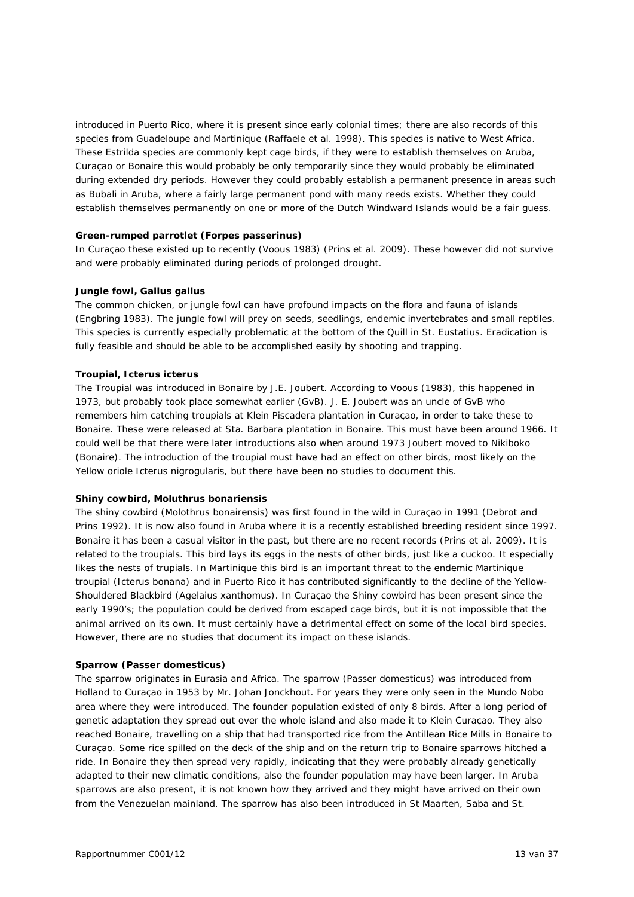introduced in Puerto Rico, where it is present since early colonial times; there are also records of this species from Guadeloupe and Martinique (Raffaele et al. 1998). This species is native to West Africa. These Estrilda species are commonly kept cage birds, if they were to establish themselves on Aruba, Curaçao or Bonaire this would probably be only temporarily since they would probably be eliminated during extended dry periods. However they could probably establish a permanent presence in areas such as Bubali in Aruba, where a fairly large permanent pond with many reeds exists. Whether they could establish themselves permanently on one or more of the Dutch Windward Islands would be a fair guess.

**Green-rumped parrotlet (*Forpes passerinus*)**

In Curaçao these existed up to recently (Voous 1983) (Prins et al. 2009). These however did not survive and were probably eliminated during periods of prolonged drought.

**Jungle fowl, *Gallus gallus***

The common chicken, or jungle fowl can have profound impacts on the flora and fauna of islands (Engbring 1983). The jungle fowl will prey on seeds, seedlings, endemic invertebrates and small reptiles. This species is currently especially problematic at the bottom of the Quill in St. Eustatius. Eradication is fully feasible and should be able to be accomplished easily by shooting and trapping.

**Troupial, *Icterus icterus***

The Troupial was introduced in Bonaire by J.E. Joubert. According to Voous (1983), this happened in 1973, but probably took place somewhat earlier (GvB). J. E. Joubert was an uncle of GvB who remembers him catching troupials at Klein Piscadera plantation in Curaçao, in order to take these to Bonaire. These were released at Sta. Barbara plantation in Bonaire. This must have been around 1966. It could well be that there were later introductions also when around 1973 Joubert moved to Nikiboko (Bonaire). The introduction of the troupial must have had an effect on other birds, most likely on the Yellow oriole *Icterus nigrogularis*, but there have been no studies to document this.

**Shiny cowbird, *Moluthrus bonariensis***

The shiny cowbird (*Molothrus bonairensis*) was first found in the wild in Curaçao in 1991 (Debrot and Prins 1992). It is now also found in Aruba where it is a recently established breeding resident since 1997. Bonaire it has been a casual visitor in the past, but there are no recent records (Prins et al. 2009). It is related to the troupials. This bird lays its eggs in the nests of other birds, just like a cuckoo. It especially likes the nests of trupials. In Martinique this bird is an important threat to the endemic Martinique troupial (*Icterus bonana*) and in Puerto Rico it has contributed significantly to the decline of the Yellow-Shouldered Blackbird (*Agelaius xanthomus*). In Curaçao the Shiny cowbird has been present since the early 1990's; the population could be derived from escaped cage birds, but it is not impossible that the animal arrived on its own. It must certainly have a detrimental effect on some of the local bird species. However, there are no studies that document its impact on these islands.

**Sparrow (*Passer domesticus*)**

The sparrow originates in Eurasia and Africa. The sparrow (*Passer domesticus*) was introduced from Holland to Curaçao in 1953 by Mr. Johan Jonckhout. For years they were only seen in the Mundo Nobo area where they were introduced. The founder population existed of only 8 birds. After a long period of genetic adaptation they spread out over the whole island and also made it to Klein Curaçao. They also reached Bonaire, travelling on a ship that had transported rice from the Antillean Rice Mills in Bonaire to Curaçao. Some rice spilled on the deck of the ship and on the return trip to Bonaire sparrows hitched a ride. In Bonaire they then spread very rapidly, indicating that they were probably already genetically adapted to their new climatic conditions, also the founder population may have been larger. In Aruba sparrows are also present, it is not known how they arrived and they might have arrived on their own from the Venezuelan mainland. The sparrow has also been introduced in St Maarten, Saba and St.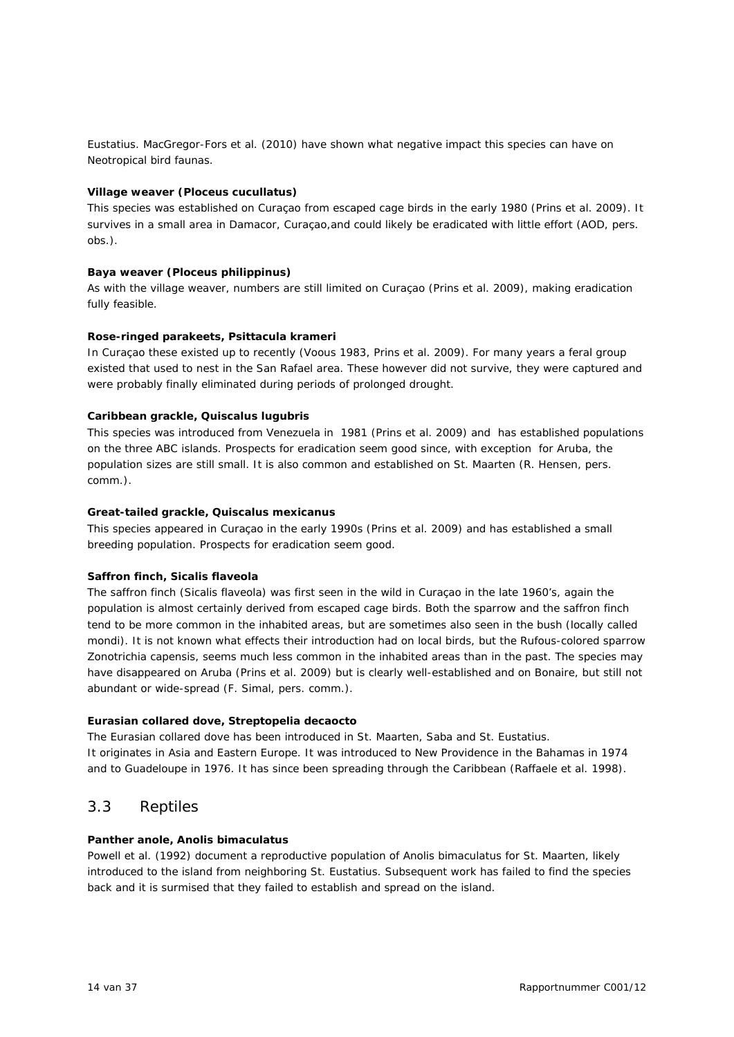Eustatius. MacGregor-Fors et al. (2010) have shown what negative impact this species can have on Neotropical bird faunas.

**Village weaver (*Ploceus cucullatus*)**

This species was established on Curaçao from escaped cage birds in the early 1980 (Prins et al. 2009). It survives in a small area in Damacor, Curaçao,and could likely be eradicated with little effort (AOD, pers. obs.).

**Baya weaver (*Ploceus philippinus*)**

As with the village weaver, numbers are still limited on Curaçao (Prins et al. 2009), making eradication fully feasible.

**Rose-ringed parakeets, *Psittacula krameri***

In Curaçao these existed up to recently (Voous 1983, Prins et al. 2009). For many years a feral group existed that used to nest in the San Rafael area. These however did not survive, they were captured and were probably finally eliminated during periods of prolonged drought.

**Caribbean grackle, *Quiscalus lugubris***

This species was introduced from Venezuela in 1981 (Prins et al. 2009) and has established populations on the three ABC islands. Prospects for eradication seem good since, with exception for Aruba, the population sizes are still small. It is also common and established on St. Maarten (R. Hensen, pers. comm.).

**Great-tailed grackle, *Quiscalus mexicanus***

This species appeared in Curaçao in the early 1990s (Prins et al. 2009) and has established a small breeding population. Prospects for eradication seem good.

**Saffron finch, *Sicalis flaveola***

The saffron finch (*Sicalis flaveola*) was first seen in the wild in Curaçao in the late 1960's, again the population is almost certainly derived from escaped cage birds. Both the sparrow and the saffron finch tend to be more common in the inhabited areas, but are sometimes also seen in the bush (locally called mondi). It is not known what effects their introduction had on local birds, but the Rufous-colored sparrow *Zonotrichia capensis*, seems much less common in the inhabited areas than in the past. The species may have disappeared on Aruba (Prins et al. 2009) but is clearly well-established and on Bonaire, but still not abundant or wide-spread (F. Simal, pers. comm.).

**Eurasian collared dove, *Streptopelia decaocto***

The Eurasian collared dove has been introduced in St. Maarten, Saba and St. Eustatius.
It originates in Asia and Eastern Europe. It was introduced to New Providence in the Bahamas in 1974 and to Guadeloupe in 1976. It has since been spreading through the Caribbean (Raffaele et al. 1998).

## 3.3 Reptiles

**Panther anole, *Anolis bimaculatus***

Powell et al. (1992) document a reproductive population of *Anolis bimaculatus* for St. Maarten, likely introduced to the island from neighboring St. Eustatius. Subsequent work has failed to find the species back and it is surmised that they failed to establish and spread on the island.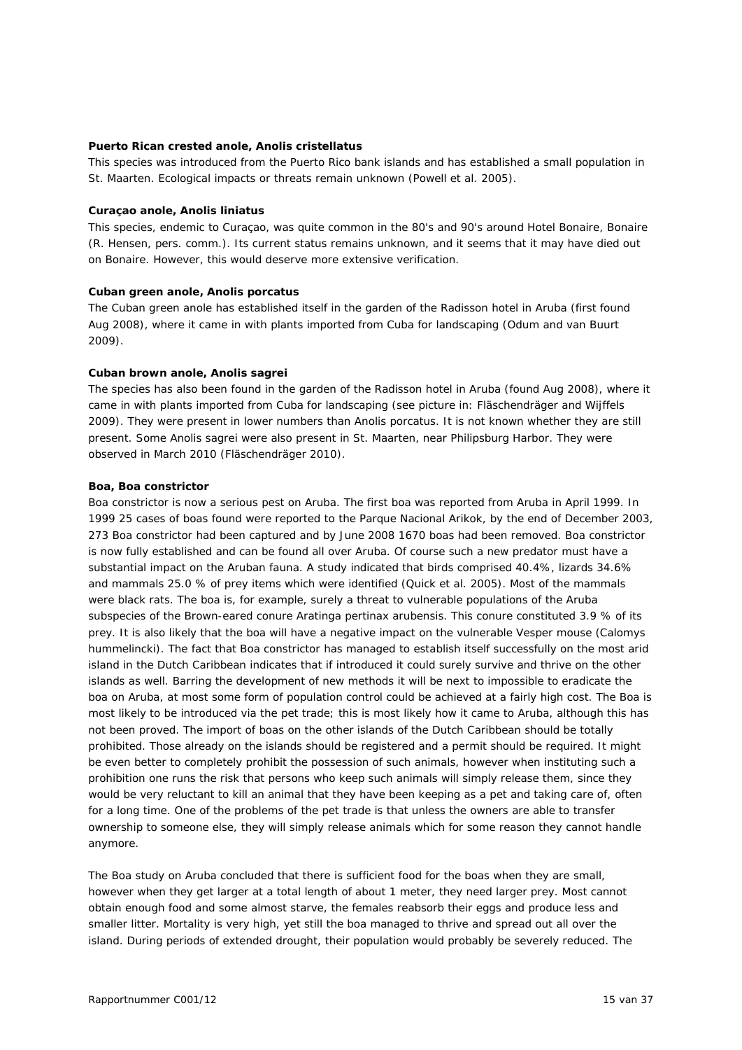**Puerto Rican crested anole, *Anolis cristellatus***

This species was introduced from the Puerto Rico bank islands and has established a small population in St. Maarten. Ecological impacts or threats remain unknown (Powell et al. 2005).

**Curaçao anole, *Anolis liniatus***

This species, endemic to Curaçao, was quite common in the 80's and 90's around Hotel Bonaire, Bonaire (R. Hensen, pers. comm.). Its current status remains unknown, and it seems that it may have died out on Bonaire. However, this would deserve more extensive verification.

**Cuban green anole, *Anolis porcatus***

The Cuban green anole has established itself in the garden of the Radisson hotel in Aruba (first found Aug 2008), where it came in with plants imported from Cuba for landscaping (Odum and van Buurt 2009).

**Cuban brown anole, *Anolis sagrei***

The species has also been found in the garden of the Radisson hotel in Aruba (found Aug 2008), where it came in with plants imported from Cuba for landscaping (see picture in: Fläschendräger and Wijffels 2009). They were present in lower numbers than *Anolis porcatus*. It is not known whether they are still present. Some *Anolis sagrei* were also present in St. Maarten, near Philipsburg Harbor. They were observed in March 2010 (Fläschendräger 2010).

**Boa, *Boa constrictor***

*Boa constrictor* is now a serious pest on Aruba. The first boa was reported from Aruba in April 1999. In 1999 25 cases of boas found were reported to the Parque Nacional Arikok, by the end of December 2003, 273 *Boa constrictor* had been captured and by June 2008 1670 boas had been removed. *Boa constrictor* is now fully established and can be found all over Aruba. Of course such a new predator must have a substantial impact on the Aruban fauna. A study indicated that birds comprised 40.4%, lizards 34.6% and mammals 25.0 % of prey items which were identified (Quick et al. 2005). Most of the mammals were black rats. The boa is, for example, surely a threat to vulnerable populations of the Aruba subspecies of the Brown-eared conure *Aratinga pertinax arubensis*. This conure constituted 3.9 % of its prey. It is also likely that the boa will have a negative impact on the vulnerable Vesper mouse (*Calomys hummelincki*). The fact that *Boa constrictor* has managed to establish itself successfully on the most arid island in the Dutch Caribbean indicates that if introduced it could surely survive and thrive on the other islands as well. Barring the development of new methods it will be next to impossible to eradicate the boa on Aruba, at most some form of population control could be achieved at a fairly high cost. The Boa is most likely to be introduced via the pet trade; this is most likely how it came to Aruba, although this has not been proved. The import of boas on the other islands of the Dutch Caribbean should be totally prohibited. Those already on the islands should be registered and a permit should be required. It might be even better to completely prohibit the possession of such animals, however when instituting such a prohibition one runs the risk that persons who keep such animals will simply release them, since they would be very reluctant to kill an animal that they have been keeping as a pet and taking care of, often for a long time. One of the problems of the pet trade is that unless the owners are able to transfer ownership to someone else, they will simply release animals which for some reason they cannot handle anymore.

The Boa study on Aruba concluded that there is sufficient food for the boas when they are small, however when they get larger at a total length of about 1 meter, they need larger prey. Most cannot obtain enough food and some almost starve, the females reabsorb their eggs and produce less and smaller litter. Mortality is very high, yet still the boa managed to thrive and spread out all over the island. During periods of extended drought, their population would probably be severely reduced. The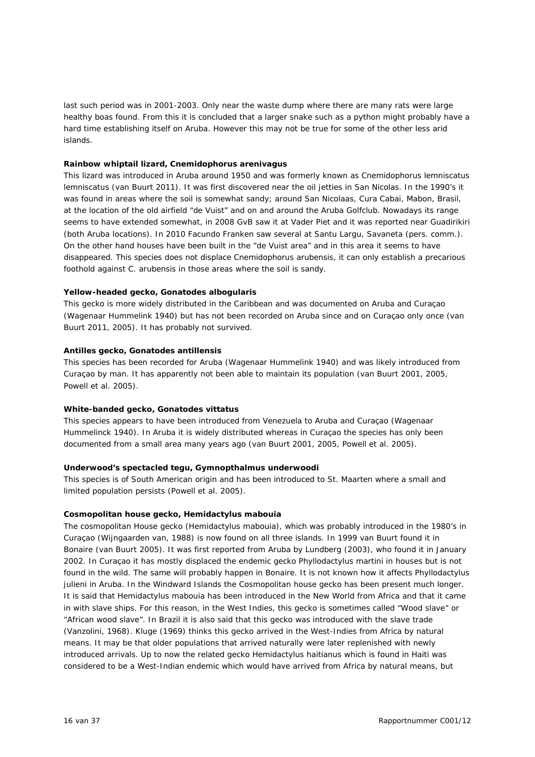last such period was in 2001-2003. Only near the waste dump where there are many rats were large healthy boas found. From this it is concluded that a larger snake such as a python might probably have a hard time establishing itself on Aruba. However this may not be true for some of the other less arid islands.

**Rainbow whiptail lizard, *Cnemidophorus arenivagus***

This lizard was introduced in Aruba around 1950 and was formerly known as *Cnemidophorus lemniscatus lemniscatus* (van Buurt 2011). It was first discovered near the oil jetties in San Nicolas. In the 1990's it was found in areas where the soil is somewhat sandy; around San Nicolaas, Cura Cabai, Mabon, Brasil, at the location of the old airfield "de Vuist" and on and around the Aruba Golfclub. Nowadays its range seems to have extended somewhat, in 2008 GvB saw it at Vader Piet and it was reported near Guadirikiri (both Aruba locations). In 2010 Facundo Franken saw several at Santu Largu, Savaneta (pers. comm.). On the other hand houses have been built in the "de Vuist area" and in this area it seems to have disappeared. This species does not displace *Cnemidophorus arubensis*, it can only establish a precarious foothold against *C. arubensis* in those areas where the soil is sandy.

**Yellow-headed gecko, *Gonatodes albogularis***

This gecko is more widely distributed in the Caribbean and was documented on Aruba and Curaçao (Wagenaar Hummelink 1940) but has not been recorded on Aruba since and on Curaçao only once (van Buurt 2011, 2005). It has probably not survived.

**Antilles gecko, *Gonatodes antillensis***

This species has been recorded for Aruba (Wagenaar Hummelink 1940) and was likely introduced from Curaçao by man. It has apparently not been able to maintain its population (van Buurt 2001, 2005, Powell et al. 2005).

**White-banded gecko, *Gonatodes vittatus***

This species appears to have been introduced from Venezuela to Aruba and Curaçao (Wagenaar Hummelinck 1940). In Aruba it is widely distributed whereas in Curaçao the species has only been documented from a small area many years ago (van Buurt 2001, 2005, Powell et al. 2005).

**Underwood's spectacled tegu, *Gymnopthalmus underwoodi***

This species is of South American origin and has been introduced to St. Maarten where a small and limited population persists (Powell et al. 2005).

**Cosmopolitan house gecko, *Hemidactylus mabouia***

The cosmopolitan House gecko (*Hemidactylus mabouia*), which was probably introduced in the 1980's in Curaçao (Wijngaarden van, 1988) is now found on all three islands. In 1999 van Buurt found it in Bonaire (van Buurt 2005). It was first reported from Aruba by Lundberg (2003), who found it in January 2002. In Curaçao it has mostly displaced the endemic gecko *Phyllodactylus martini* in houses but is not found in the wild. The same will probably happen in Bonaire. It is not known how it affects *Phyllodactylus julieni* in Aruba. In the Windward Islands the Cosmopolitan house gecko has been present much longer. It is said that *Hemidactylus mabouia* has been introduced in the New World from Africa and that it came in with slave ships. For this reason, in the West Indies, this gecko is sometimes called "Wood slave" or "African wood slave". In Brazil it is also said that this gecko was introduced with the slave trade (Vanzolini, 1968). Kluge (1969) thinks this gecko arrived in the West-Indies from Africa by natural means. It may be that older populations that arrived naturally were later replenished with newly introduced arrivals. Up to now the related gecko *Hemidactylus haitianus* which is found in Haiti was considered to be a West-Indian endemic which would have arrived from Africa by natural means, but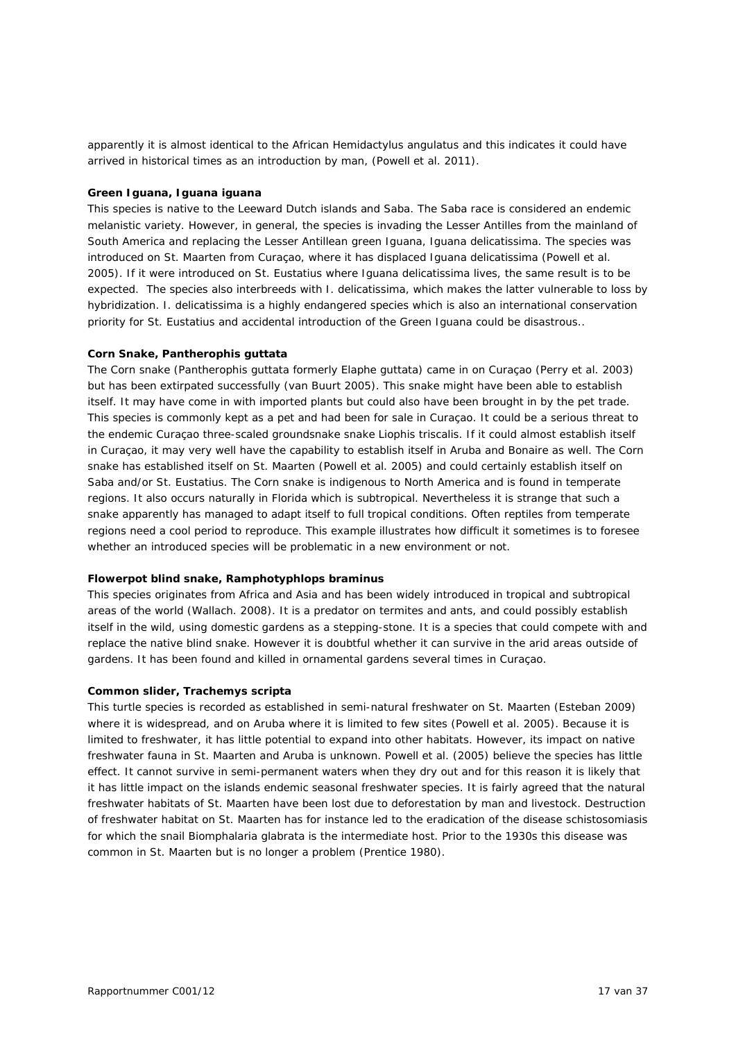apparently it is almost identical to the African *Hemidactylus angulatus* and this indicates it could have arrived in historical times as an introduction by man, (Powell et al. 2011).

**Green Iguana, *Iguana iguana***

This species is native to the Leeward Dutch islands and Saba. The Saba race is considered an endemic melanistic variety. However, in general, the species is invading the Lesser Antilles from the mainland of South America and replacing the Lesser Antillean green Iguana, *Iguana delicatissima*. The species was introduced on St. Maarten from Curaçao, where it has displaced *Iguana delicatissima* (Powell et al. 2005). If it were introduced on St. Eustatius where *Iguana delicatissima* lives, the same result is to be expected. The species also interbreeds with *I. delicatissima*, which makes the latter vulnerable to loss by hybridization. *I. delicatissima* is a highly endangered species which is also an international conservation priority for St. Eustatius and accidental introduction of the Green Iguana could be disastrous..

**Corn Snake, *Pantherophis guttata***

The Corn snake (*Pantherophis guttata* formerly *Elaphe guttata*) came in on Curaçao (Perry et al. 2003) but has been extirpated successfully (van Buurt 2005). This snake might have been able to establish itself. It may have come in with imported plants but could also have been brought in by the pet trade. This species is commonly kept as a pet and had been for sale in Curaçao. It could be a serious threat to the endemic Curaçao three-scaled groundsnake snake *Liophis triscalis*. If it could almost establish itself in Curaçao, it may very well have the capability to establish itself in Aruba and Bonaire as well. The Corn snake has established itself on St. Maarten (Powell et al. 2005) and could certainly establish itself on Saba and/or St. Eustatius. The Corn snake is indigenous to North America and is found in temperate regions. It also occurs naturally in Florida which is subtropical. Nevertheless it is strange that such a snake apparently has managed to adapt itself to full tropical conditions. Often reptiles from temperate regions need a cool period to reproduce. This example illustrates how difficult it sometimes is to foresee whether an introduced species will be problematic in a new environment or not.

**Flowerpot blind snake, *Ramphotyphlops braminus***

This species originates from Africa and Asia and has been widely introduced in tropical and subtropical areas of the world (Wallach. 2008). It is a predator on termites and ants, and could possibly establish itself in the wild, using domestic gardens as a stepping-stone. It is a species that could compete with and replace the native blind snake. However it is doubtful whether it can survive in the arid areas outside of gardens. It has been found and killed in ornamental gardens several times in Curaçao.

**Common slider, *Trachemys scripta***

This turtle species is recorded as established in semi-natural freshwater on St. Maarten (Esteban 2009) where it is widespread, and on Aruba where it is limited to few sites (Powell et al. 2005). Because it is limited to freshwater, it has little potential to expand into other habitats. However, its impact on native freshwater fauna in St. Maarten and Aruba is unknown. Powell et al. (2005) believe the species has little effect. It cannot survive in semi-permanent waters when they dry out and for this reason it is likely that it has little impact on the islands endemic seasonal freshwater species. It is fairly agreed that the natural freshwater habitats of St. Maarten have been lost due to deforestation by man and livestock. Destruction of freshwater habitat on St. Maarten has for instance led to the eradication of the disease schistosomiasis for which the snail *Biomphalaria glabrata* is the intermediate host. Prior to the 1930s this disease was common in St. Maarten but is no longer a problem (Prentice 1980).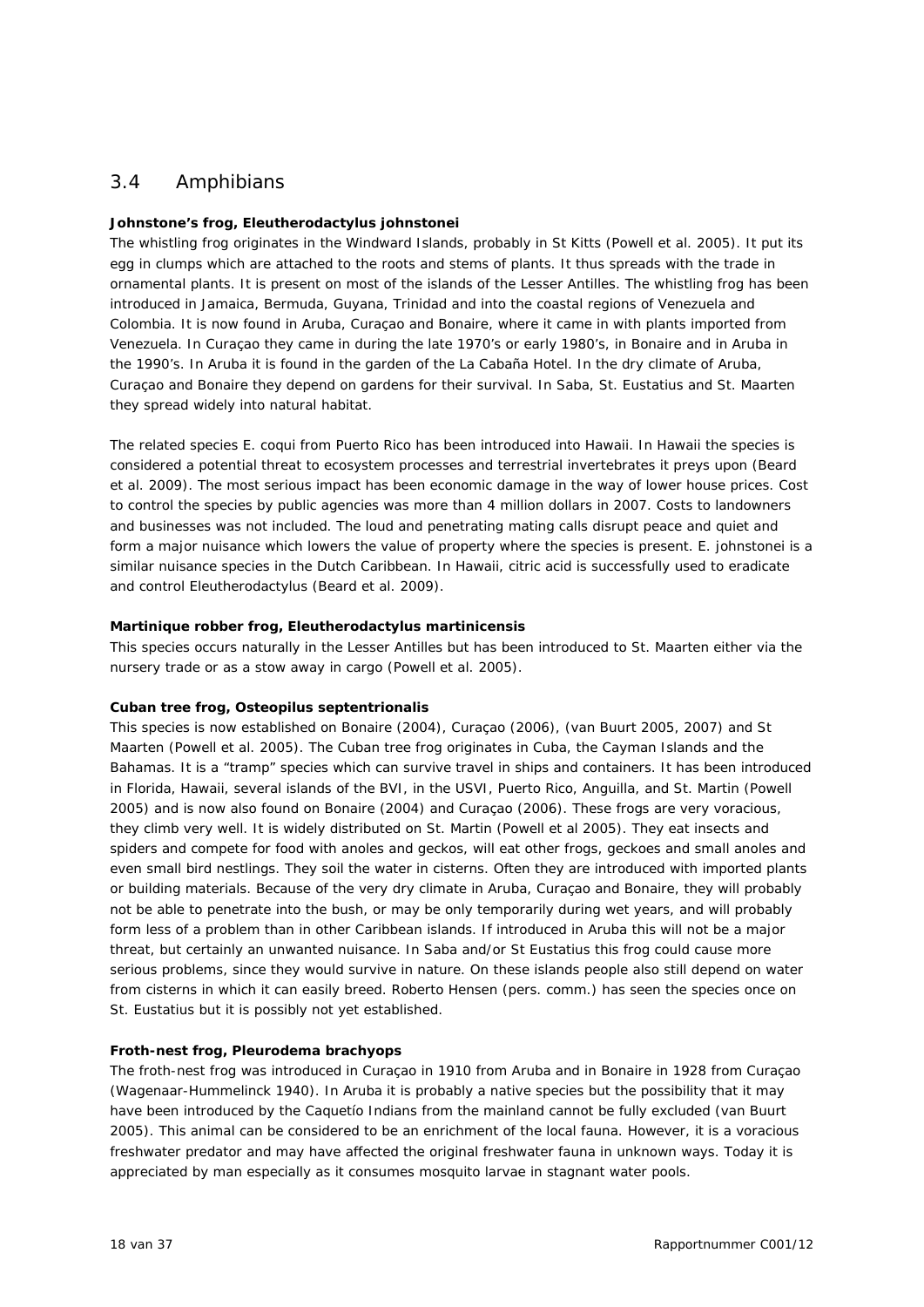## 3.4 Amphibians

**Johnstone's frog, *Eleutherodactylus johnstonei***

The whistling frog originates in the Windward Islands, probably in St Kitts (Powell et al. 2005). It put its egg in clumps which are attached to the roots and stems of plants. It thus spreads with the trade in ornamental plants. It is present on most of the islands of the Lesser Antilles. The whistling frog has been introduced in Jamaica, Bermuda, Guyana, Trinidad and into the coastal regions of Venezuela and Colombia. It is now found in Aruba, Curaçao and Bonaire, where it came in with plants imported from Venezuela. In Curaçao they came in during the late 1970's or early 1980's, in Bonaire and in Aruba in the 1990's. In Aruba it is found in the garden of the La Cabaña Hotel. In the dry climate of Aruba, Curaçao and Bonaire they depend on gardens for their survival. In Saba, St. Eustatius and St. Maarten they spread widely into natural habitat.

The related species *E. coqui* from Puerto Rico has been introduced into Hawaii. In Hawaii the species is considered a potential threat to ecosystem processes and terrestrial invertebrates it preys upon (Beard et al. 2009). The most serious impact has been economic damage in the way of lower house prices. Cost to control the species by public agencies was more than 4 million dollars in 2007. Costs to landowners and businesses was not included. The loud and penetrating mating calls disrupt peace and quiet and form a major nuisance which lowers the value of property where the species is present. *E. johnstonei* is a similar nuisance species in the Dutch Caribbean. In Hawaii, citric acid is successfully used to eradicate and control *Eleutherodactylus* (Beard et al. 2009).

**Martinique robber frog, *Eleutherodactylus martinicensis***

This species occurs naturally in the Lesser Antilles but has been introduced to St. Maarten either via the nursery trade or as a stow away in cargo (Powell et al. 2005).

**Cuban tree frog, *Osteopilus septentrionalis***

This species is now established on Bonaire (2004), Curaçao (2006), (van Buurt 2005, 2007) and St Maarten (Powell et al. 2005). The Cuban tree frog originates in Cuba, the Cayman Islands and the Bahamas. It is a "tramp" species which can survive travel in ships and containers. It has been introduced in Florida, Hawaii, several islands of the BVI, in the USVI, Puerto Rico, Anguilla, and St. Martin (Powell 2005) and is now also found on Bonaire (2004) and Curaçao (2006). These frogs are very voracious, they climb very well. It is widely distributed on St. Martin (Powell et al 2005). They eat insects and spiders and compete for food with anoles and geckos, will eat other frogs, geckoes and small anoles and even small bird nestlings. They soil the water in cisterns. Often they are introduced with imported plants or building materials. Because of the very dry climate in Aruba, Curaçao and Bonaire, they will probably not be able to penetrate into the bush, or may be only temporarily during wet years, and will probably form less of a problem than in other Caribbean islands. If introduced in Aruba this will not be a major threat, but certainly an unwanted nuisance. In Saba and/or St Eustatius this frog could cause more serious problems, since they would survive in nature. On these islands people also still depend on water from cisterns in which it can easily breed. Roberto Hensen (pers. comm.) has seen the species once on St. Eustatius but it is possibly not yet established.

**Froth-nest frog, *Pleurodema brachyops***

The froth-nest frog was introduced in Curaçao in 1910 from Aruba and in Bonaire in 1928 from Curaçao (Wagenaar-Hummelinck 1940). In Aruba it is probably a native species but the possibility that it may have been introduced by the Caquetío Indians from the mainland cannot be fully excluded (van Buurt 2005). This animal can be considered to be an enrichment of the local fauna. However, it is a voracious freshwater predator and may have affected the original freshwater fauna in unknown ways. Today it is appreciated by man especially as it consumes mosquito larvae in stagnant water pools.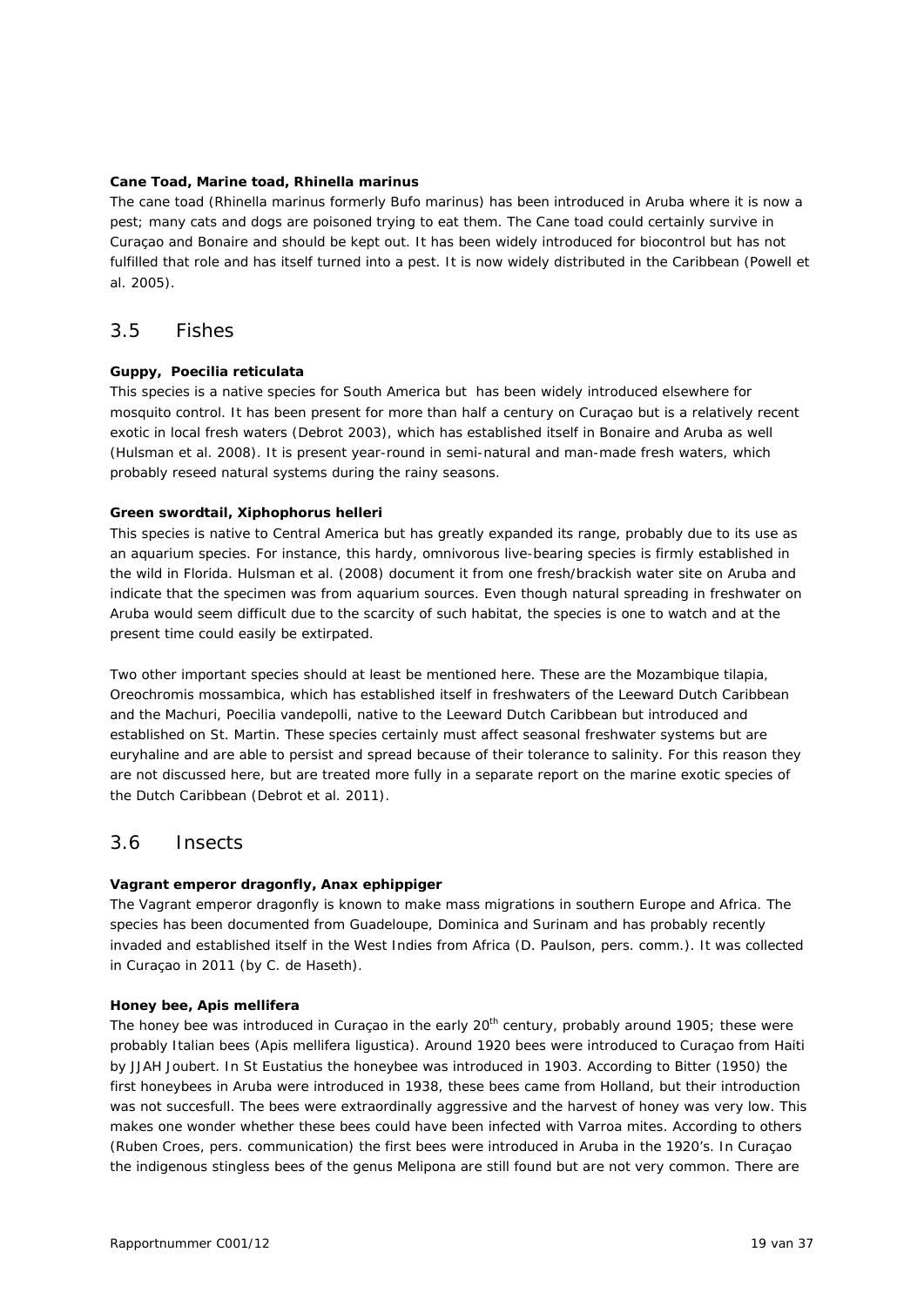**Cane Toad, Marine toad, *Rhinella marinus***

The cane toad (*Rhinella marinus* formerly *Bufo marinus*) has been introduced in Aruba where it is now a pest; many cats and dogs are poisoned trying to eat them. The Cane toad could certainly survive in Curaçao and Bonaire and should be kept out. It has been widely introduced for biocontrol but has not fulfilled that role and has itself turned into a pest. It is now widely distributed in the Caribbean (Powell et al. 2005).

## 3.5 Fishes

**Guppy, *Poecilia reticulata***

This species is a native species for South America but has been widely introduced elsewhere for mosquito control. It has been present for more than half a century on Curaçao but is a relatively recent exotic in local fresh waters (Debrot 2003), which has established itself in Bonaire and Aruba as well (Hulsman et al. 2008). It is present year-round in semi-natural and man-made fresh waters, which probably reseed natural systems during the rainy seasons.

**Green swordtail, *Xiphophorus helleri***

This species is native to Central America but has greatly expanded its range, probably due to its use as an aquarium species. For instance, this hardy, omnivorous live-bearing species is firmly established in the wild in Florida. Hulsman et al. (2008) document it from one fresh/brackish water site on Aruba and indicate that the specimen was from aquarium sources. Even though natural spreading in freshwater on Aruba would seem difficult due to the scarcity of such habitat, the species is one to watch and at the present time could easily be extirpated.

Two other important species should at least be mentioned here. These are the Mozambique tilapia, *Oreochromis mossambica*, which has established itself in freshwaters of the Leeward Dutch Caribbean and the Machuri, *Poecilia vandepolli*, native to the Leeward Dutch Caribbean but introduced and established on St. Martin. These species certainly must affect seasonal freshwater systems but are euryhaline and are able to persist and spread because of their tolerance to salinity. For this reason they are not discussed here, but are treated more fully in a separate report on the marine exotic species of the Dutch Caribbean (Debrot et al. 2011).

## 3.6 Insects

**Vagrant emperor dragonfly, *Anax ephippiger***

The Vagrant emperor dragonfly is known to make mass migrations in southern Europe and Africa. The species has been documented from Guadeloupe, Dominica and Surinam and has probably recently invaded and established itself in the West Indies from Africa (D. Paulson, pers. comm.). It was collected in Curaçao in 2011 (by C. de Haseth).

**Honey bee, *Apis mellifera***

The honey bee was introduced in Curaçao in the early 20th century, probably around 1905; these were probably Italian bees (*Apis mellifera ligustica*). Around 1920 bees were introduced to Curaçao from Haiti by JJAH Joubert. In St Eustatius the honeybee was introduced in 1903. According to Bitter (1950) the first honeybees in Aruba were introduced in 1938, these bees came from Holland, but their introduction was not succesfull. The bees were extraordinally aggressive and the harvest of honey was very low. This makes one wonder whether these bees could have been infected with Varroa mites. According to others (Ruben Croes, pers. communication) the first bees were introduced in Aruba in the 1920's. In Curaçao the indigenous stingless bees of the genus *Melipona* are still found but are not very common. There are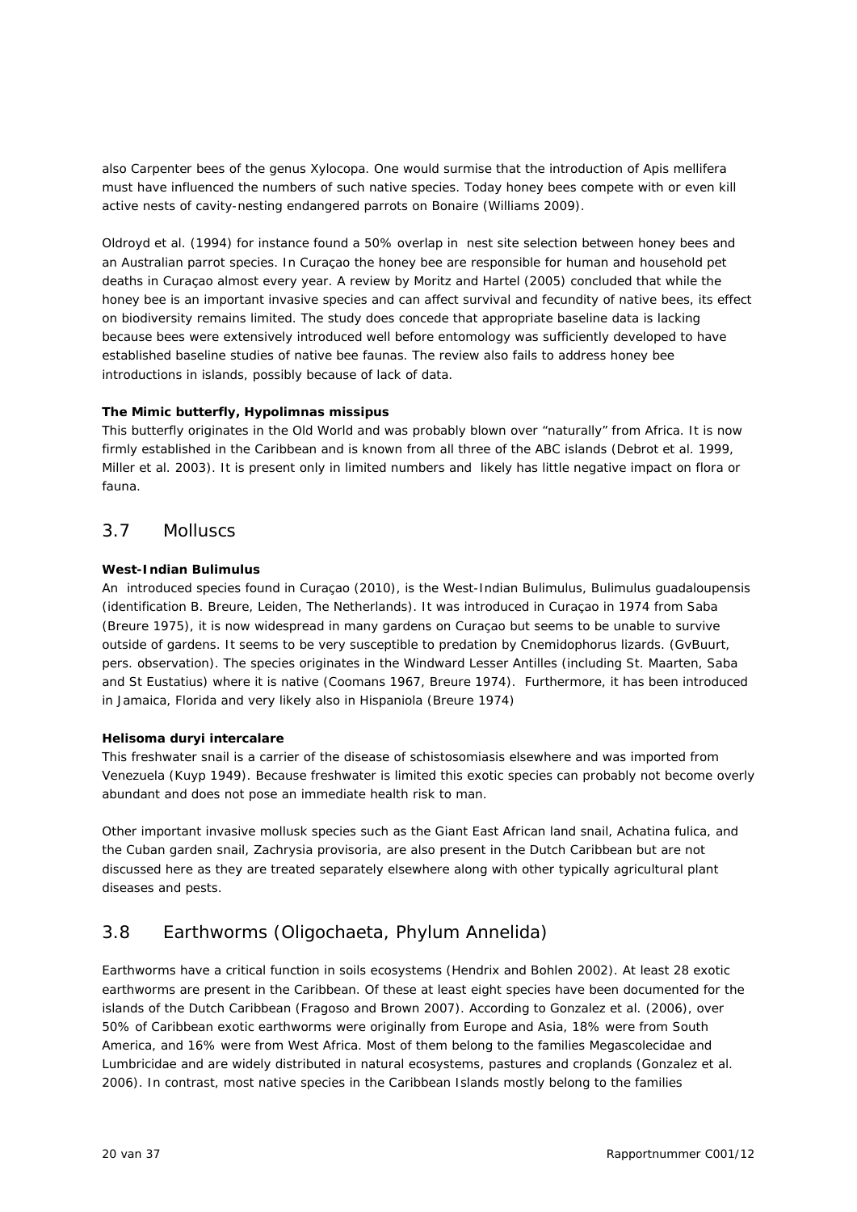also Carpenter bees of the genus *Xylocopa*. One would surmise that the introduction of *Apis mellifera* must have influenced the numbers of such native species. Today honey bees compete with or even kill active nests of cavity-nesting endangered parrots on Bonaire (Williams 2009).

Oldroyd et al. (1994) for instance found a 50% overlap in nest site selection between honey bees and an Australian parrot species. In Curaçao the honey bee are responsible for human and household pet deaths in Curaçao almost every year. A review by Moritz and Hartel (2005) concluded that while the honey bee is an important invasive species and can affect survival and fecundity of native bees, its effect on biodiversity remains limited. The study does concede that appropriate baseline data is lacking because bees were extensively introduced well before entomology was sufficiently developed to have established baseline studies of native bee faunas. The review also fails to address honey bee introductions in islands, possibly because of lack of data.

**The Mimic butterfly, *Hypolimnas missipus***

This butterfly originates in the Old World and was probably blown over "naturally" from Africa. It is now firmly established in the Caribbean and is known from all three of the ABC islands (Debrot et al. 1999, Miller et al. 2003). It is present only in limited numbers and likely has little negative impact on flora or fauna.

## 3.7 Molluscs

**West-Indian Bulimulus**

An introduced species found in Curaçao (2010), is the West-Indian Bulimulus, *Bulimulus guadaloupensis* (identification B. Breure, Leiden, The Netherlands). It was introduced in Curaçao in 1974 from Saba (Breure 1975), it is now widespread in many gardens on Curaçao but seems to be unable to survive outside of gardens. It seems to be very susceptible to predation by *Cnemidophorus* lizards. (GvBuurt, pers. observation). The species originates in the Windward Lesser Antilles (including St. Maarten, Saba and St Eustatius) where it is native (Coomans 1967, Breure 1974). Furthermore, it has been introduced in Jamaica, Florida and very likely also in Hispaniola (Breure 1974)

***Helisoma duryi intercalare***

This freshwater snail is a carrier of the disease of schistosomiasis elsewhere and was imported from Venezuela (Kuyp 1949). Because freshwater is limited this exotic species can probably not become overly abundant and does not pose an immediate health risk to man.

Other important invasive mollusk species such as the Giant East African land snail, *Achatina fulica*, and the Cuban garden snail, *Zachrysia provisoria*, are also present in the Dutch Caribbean but are not discussed here as they are treated separately elsewhere along with other typically agricultural plant diseases and pests.

## 3.8 Earthworms (Oligochaeta, Phylum Annelida)

Earthworms have a critical function in soils ecosystems (Hendrix and Bohlen 2002). At least 28 exotic earthworms are present in the Caribbean. Of these at least eight species have been documented for the islands of the Dutch Caribbean (Fragoso and Brown 2007). According to Gonzalez et al. (2006), over 50% of Caribbean exotic earthworms were originally from Europe and Asia, 18% were from South America, and 16% were from West Africa. Most of them belong to the families Megascolecidae and Lumbricidae and are widely distributed in natural ecosystems, pastures and croplands (Gonzalez et al. 2006). In contrast, most native species in the Caribbean Islands mostly belong to the families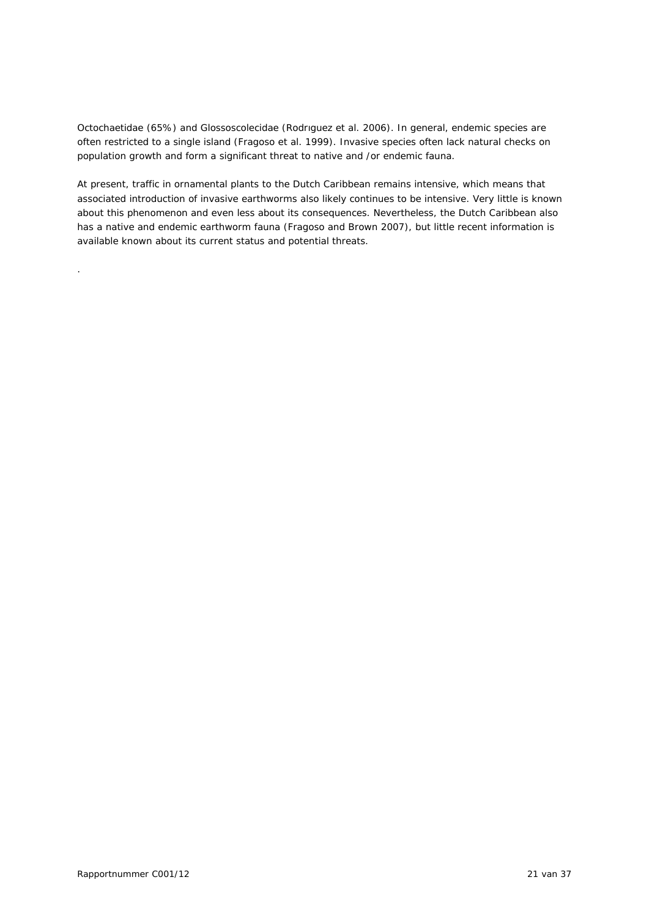Octochaetidae (65%) and Glossoscolecidae (Rodrıguez et al. 2006). In general, endemic species are often restricted to a single island (Fragoso et al. 1999). Invasive species often lack natural checks on population growth and form a significant threat to native and /or endemic fauna.

At present, traffic in ornamental plants to the Dutch Caribbean remains intensive, which means that associated introduction of invasive earthworms also likely continues to be intensive. Very little is known about this phenomenon and even less about its consequences. Nevertheless, the Dutch Caribbean also has a native and endemic earthworm fauna (Fragoso and Brown 2007), but little recent information is available known about its current status and potential threats.

.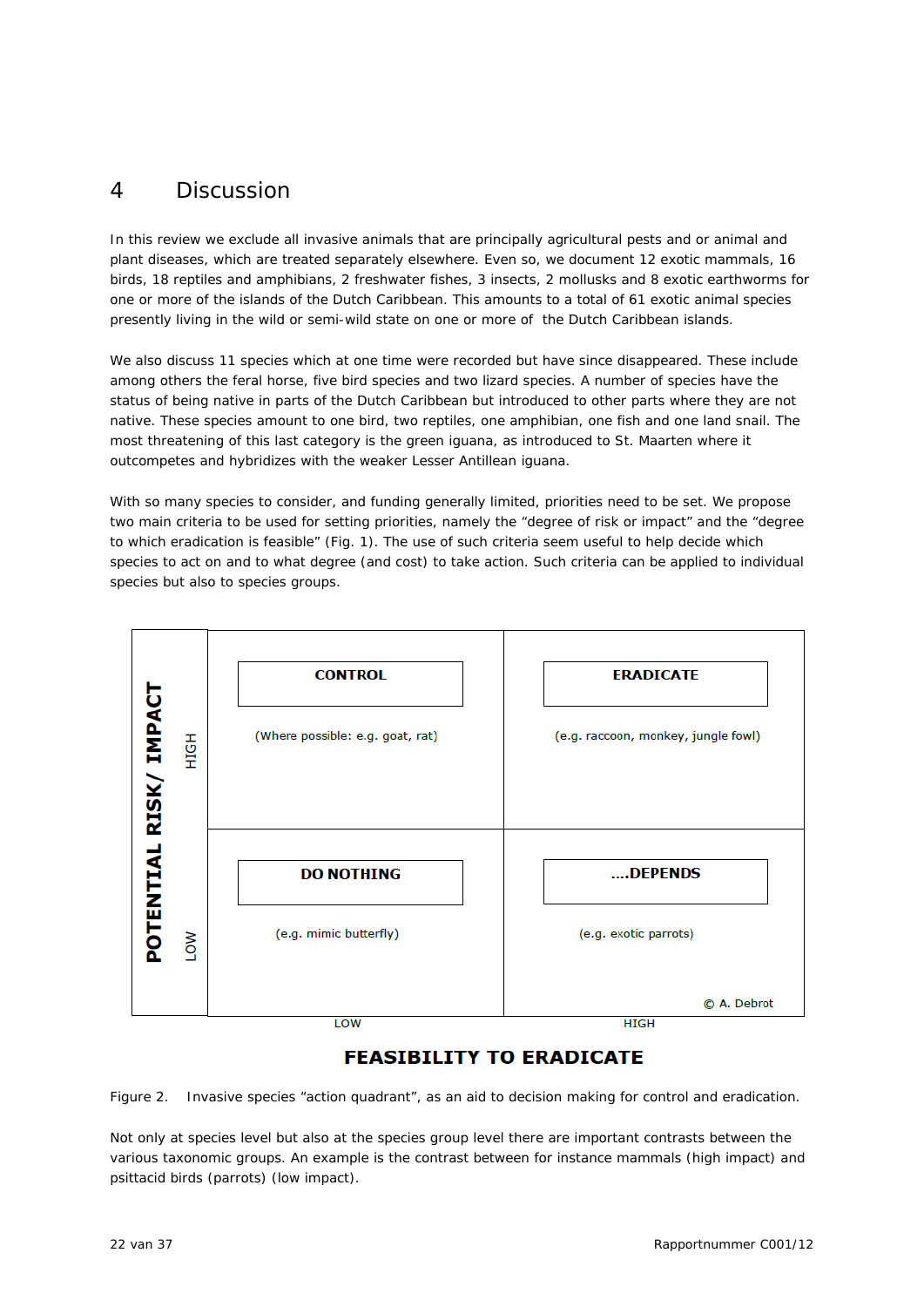# 4 Discussion

In this review we exclude all invasive animals that are principally agricultural pests and or animal and plant diseases, which are treated separately elsewhere. Even so, we document 12 exotic mammals, 16 birds, 18 reptiles and amphibians, 2 freshwater fishes, 3 insects, 2 mollusks and 8 exotic earthworms for one or more of the islands of the Dutch Caribbean. This amounts to a total of 61 exotic animal species presently living in the wild or semi-wild state on one or more of the Dutch Caribbean islands.

We also discuss 11 species which at one time were recorded but have since disappeared. These include among others the feral horse, five bird species and two lizard species. A number of species have the status of being native in parts of the Dutch Caribbean but introduced to other parts where they are not native. These species amount to one bird, two reptiles, one amphibian, one fish and one land snail. The most threatening of this last category is the green iguana, as introduced to St. Maarten where it outcompetes and hybridizes with the weaker Lesser Antillean iguana.

With so many species to consider, and funding generally limited, priorities need to be set. We propose two main criteria to be used for setting priorities, namely the "degree of risk or impact" and the "degree to which eradication is feasible" (Fig. 1). The use of such criteria seem useful to help decide which species to act on and to what degree (and cost) to take action. Such criteria can be applied to individual species but also to species groups.

POTENTIAL RISK/ IMPACT

HIGH

CONTROL

(Where possible: e.g. goat, rat)

ERADICATE

(e.g. raccoon, monkey, jungle fowl)

LOW

DO NOTHING

(e.g. mimic butterfly)

....DEPENDS

(e.g. exotic parrots)

© A. Debrot

LOW

HIGH

FEASIBILITY TO ERADICATE

Figure 2. Invasive species "action quadrant", as an aid to decision making for control and eradication.

Not only at species level but also at the species group level there are important contrasts between the various taxonomic groups. An example is the contrast between for instance mammals (high impact) and psittacid birds (parrots) (low impact).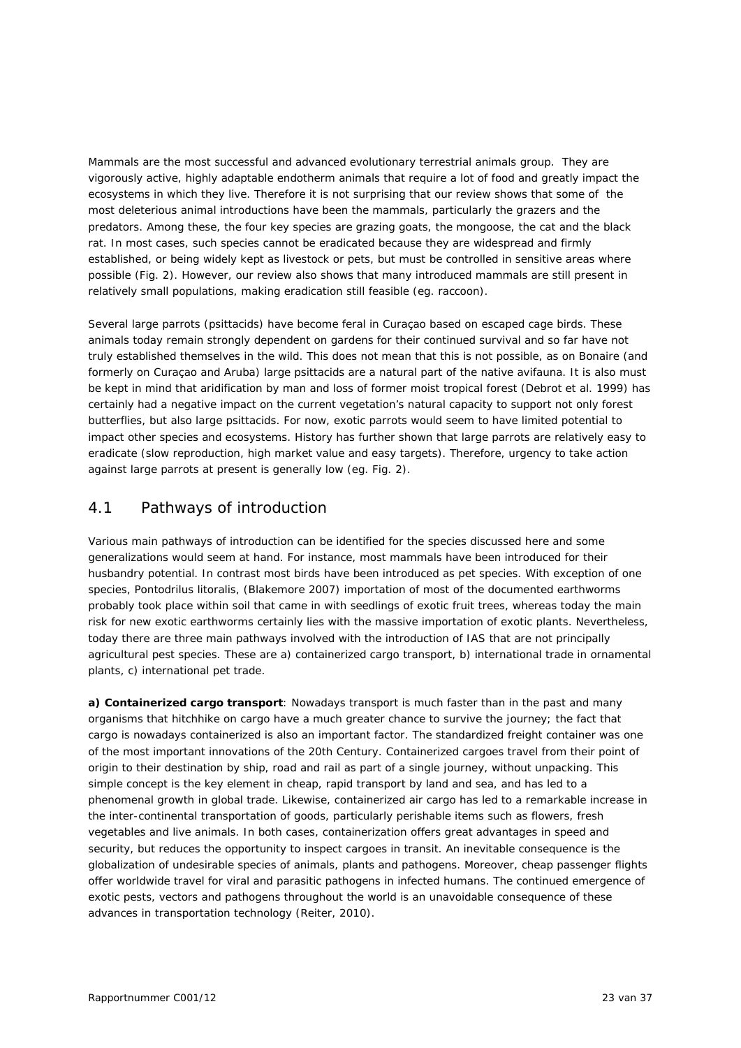Mammals are the most successful and advanced evolutionary terrestrial animals group. They are vigorously active, highly adaptable endotherm animals that require a lot of food and greatly impact the ecosystems in which they live. Therefore it is not surprising that our review shows that some of the most deleterious animal introductions have been the mammals, particularly the grazers and the predators. Among these, the four key species are grazing goats, the mongoose, the cat and the black rat. In most cases, such species cannot be eradicated because they are widespread and firmly established, or being widely kept as livestock or pets, but must be controlled in sensitive areas where possible (Fig. 2). However, our review also shows that many introduced mammals are still present in relatively small populations, making eradication still feasible (eg. raccoon).

Several large parrots (psittacids) have become feral in Curaçao based on escaped cage birds. These animals today remain strongly dependent on gardens for their continued survival and so far have not truly established themselves in the wild. This does not mean that this is not possible, as on Bonaire (and formerly on Curaçao and Aruba) large psittacids are a natural part of the native avifauna. It is also must be kept in mind that aridification by man and loss of former moist tropical forest (Debrot et al. 1999) has certainly had a negative impact on the current vegetation's natural capacity to support not only forest butterflies, but also large psittacids. For now, exotic parrots would seem to have limited potential to impact other species and ecosystems. History has further shown that large parrots are relatively easy to eradicate (slow reproduction, high market value and easy targets). Therefore, urgency to take action against large parrots at present is generally low (eg. Fig. 2).

## 4.1 Pathways of introduction

Various main pathways of introduction can be identified for the species discussed here and some generalizations would seem at hand. For instance, most mammals have been introduced for their husbandry potential. In contrast most birds have been introduced as pet species. With exception of one species, *Pontodrilus litoralis*, (Blakemore 2007) importation of most of the documented earthworms probably took place within soil that came in with seedlings of exotic fruit trees, whereas today the main risk for new exotic earthworms certainly lies with the massive importation of exotic plants. Nevertheless, today there are three main pathways involved with the introduction of IAS that are not principally agricultural pest species. These are a) containerized cargo transport, b) international trade in ornamental plants, c) international pet trade.

**a) Containerized cargo transport**: Nowadays transport is much faster than in the past and many organisms that hitchhike on cargo have a much greater chance to survive the journey; the fact that cargo is nowadays containerized is also an important factor. The standardized freight container was one of the most important innovations of the 20th Century. Containerized cargoes travel from their point of origin to their destination by ship, road and rail as part of a single journey, without unpacking. This simple concept is the key element in cheap, rapid transport by land and sea, and has led to a phenomenal growth in global trade. Likewise, containerized air cargo has led to a remarkable increase in the inter-continental transportation of goods, particularly perishable items such as flowers, fresh vegetables and live animals. In both cases, containerization offers great advantages in speed and security, but reduces the opportunity to inspect cargoes in transit. An inevitable consequence is the globalization of undesirable species of animals, plants and pathogens. Moreover, cheap passenger flights offer worldwide travel for viral and parasitic pathogens in infected humans. The continued emergence of exotic pests, vectors and pathogens throughout the world is an unavoidable consequence of these advances in transportation technology (Reiter, 2010).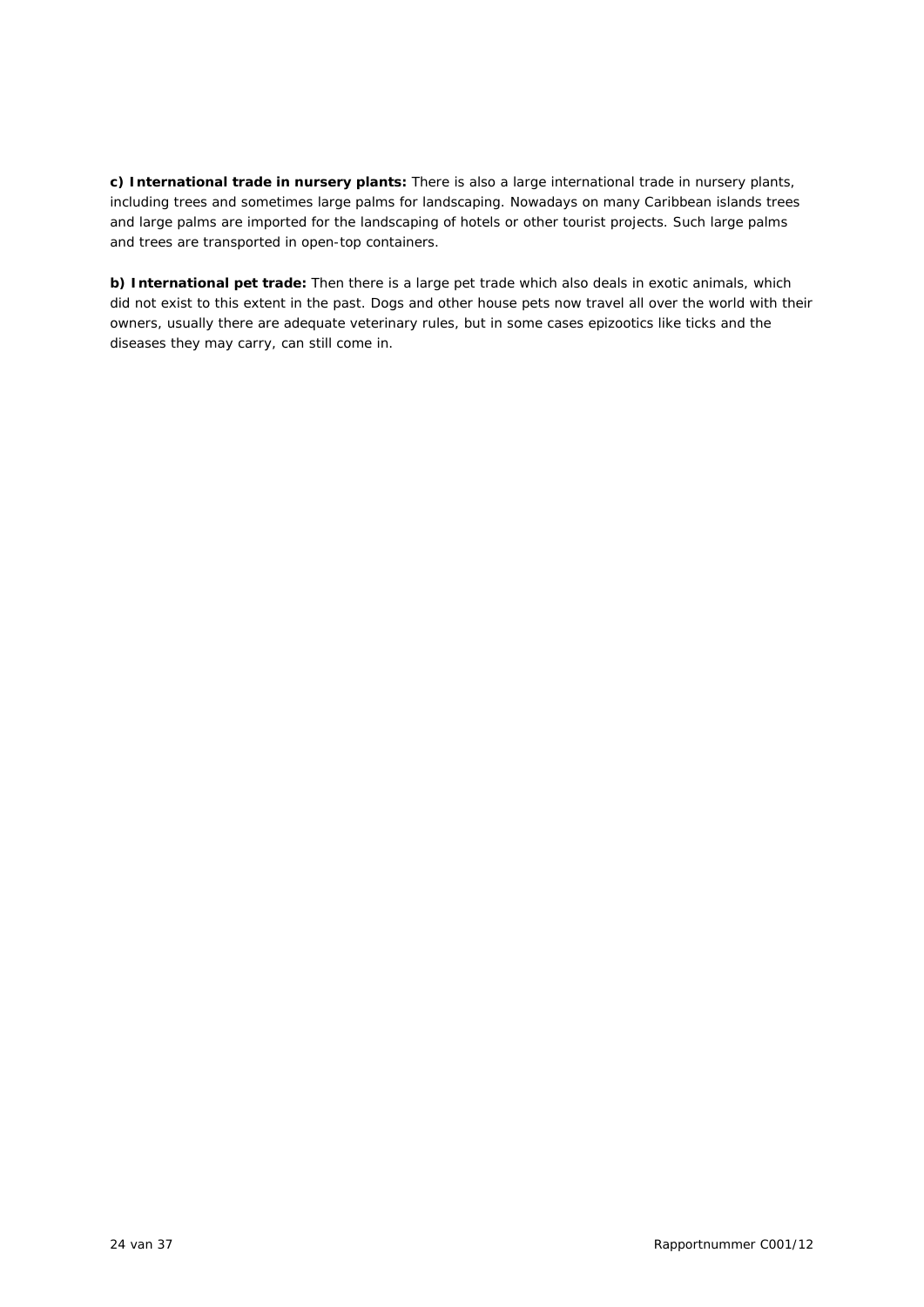**c) International trade in nursery plants:** There is also a large international trade in nursery plants, including trees and sometimes large palms for landscaping. Nowadays on many Caribbean islands trees and large palms are imported for the landscaping of hotels or other tourist projects. Such large palms and trees are transported in open-top containers.

**b) International pet trade:** Then there is a large pet trade which also deals in exotic animals, which did not exist to this extent in the past. Dogs and other house pets now travel all over the world with their owners, usually there are adequate veterinary rules, but in some cases epizootics like ticks and the diseases they may carry, can still come in.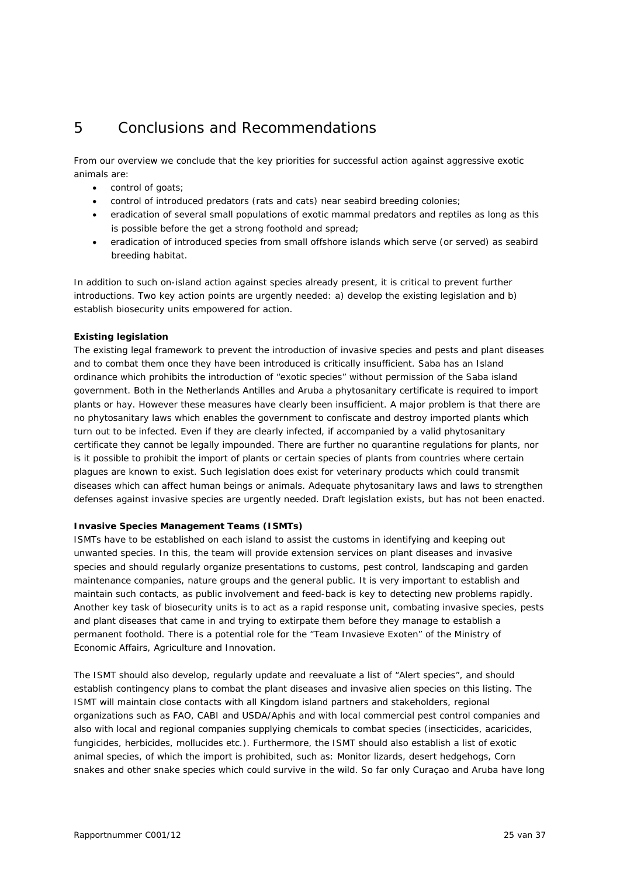# 5 Conclusions and Recommendations

From our overview we conclude that the key priorities for successful action against aggressive exotic animals are:

- control of goats;
- control of introduced predators (rats and cats) near seabird breeding colonies;
- eradication of several small populations of exotic mammal predators and reptiles as long as this is possible before the get a strong foothold and spread;
- eradication of introduced species from small offshore islands which serve (or served) as seabird breeding habitat.

In addition to such on-island action against species already present, it is critical to prevent further introductions. Two key action points are urgently needed: a) develop the existing legislation and b) establish biosecurity units empowered for action.

**Existing legislation**

The existing legal framework to prevent the introduction of invasive species and pests and plant diseases and to combat them once they have been introduced is critically insufficient. Saba has an Island ordinance which prohibits the introduction of "exotic species" without permission of the Saba island government. Both in the Netherlands Antilles and Aruba a phytosanitary certificate is required to import plants or hay. However these measures have clearly been insufficient. A major problem is that there are no phytosanitary laws which enables the government to confiscate and destroy imported plants which turn out to be infected. Even if they are clearly infected, if accompanied by a valid phytosanitary certificate they cannot be legally impounded. There are further no quarantine regulations for plants, nor is it possible to prohibit the import of plants or certain species of plants from countries where certain plagues are known to exist. Such legislation does exist for veterinary products which could transmit diseases which can affect human beings or animals. Adequate phytosanitary laws and laws to strengthen defenses against invasive species are urgently needed. Draft legislation exists, but has not been enacted.

**Invasive Species Management Teams (ISMTs)**

ISMTs have to be established on each island to assist the customs in identifying and keeping out unwanted species. In this, the team will provide extension services on plant diseases and invasive species and should regularly organize presentations to customs, pest control, landscaping and garden maintenance companies, nature groups and the general public. It is very important to establish and maintain such contacts, as public involvement and feed-back is key to detecting new problems rapidly. Another key task of biosecurity units is to act as a rapid response unit, combating invasive species, pests and plant diseases that came in and trying to extirpate them before they manage to establish a permanent foothold. There is a potential role for the "Team Invasieve Exoten" of the Ministry of Economic Affairs, Agriculture and Innovation.

The ISMT should also develop, regularly update and reevaluate a list of "Alert species", and should establish contingency plans to combat the plant diseases and invasive alien species on this listing. The ISMT will maintain close contacts with all Kingdom island partners and stakeholders, regional organizations such as FAO, CABI and USDA/Aphis and with local commercial pest control companies and also with local and regional companies supplying chemicals to combat species (insecticides, acaricides, fungicides, herbicides, mollucides etc.). Furthermore, the ISMT should also establish a list of exotic animal species, of which the import is prohibited, such as: Monitor lizards, desert hedgehogs, Corn snakes and other snake species which could survive in the wild. So far only Curaçao and Aruba have long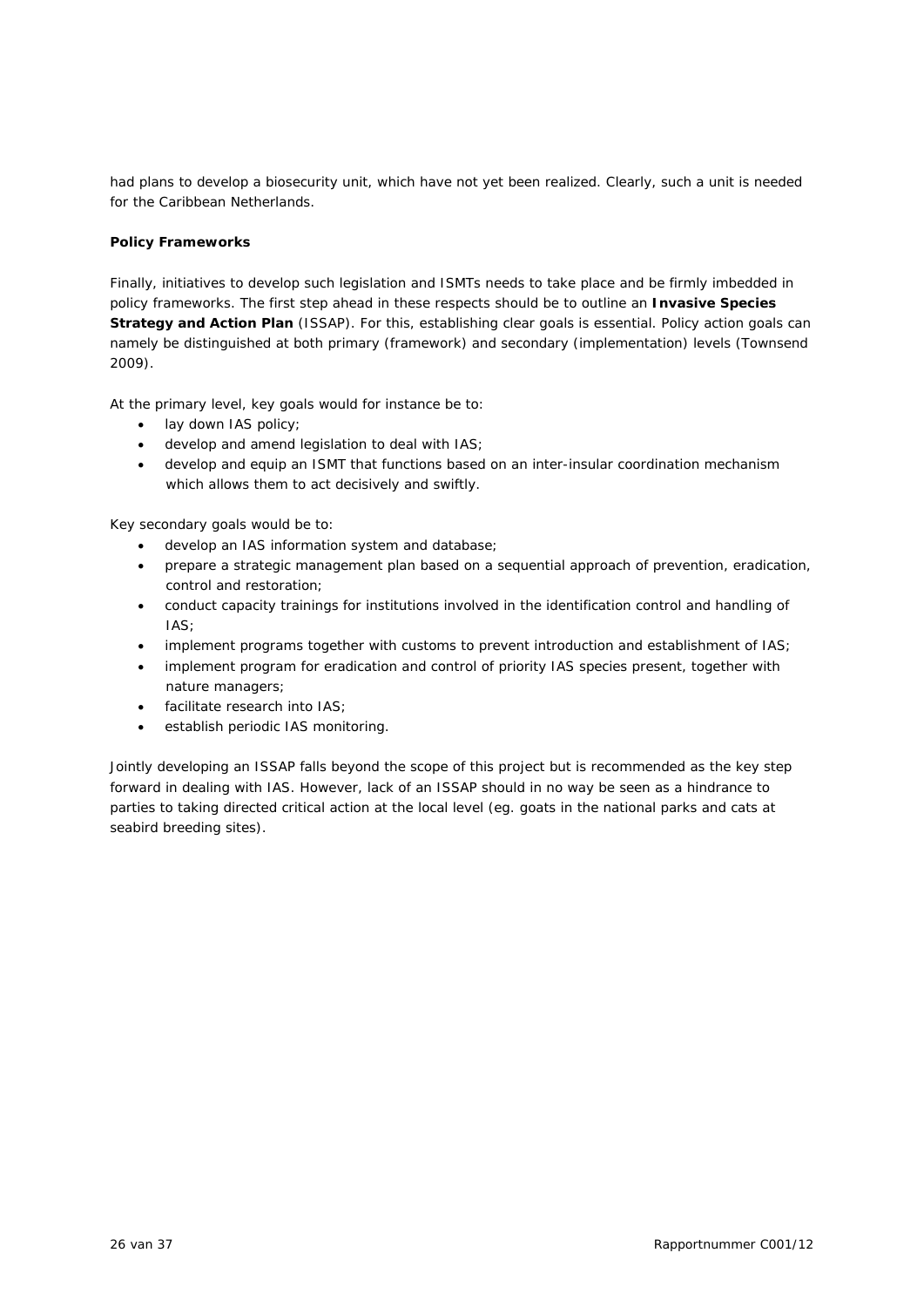had plans to develop a biosecurity unit, which have not yet been realized. Clearly, such a unit is needed for the Caribbean Netherlands.

**Policy Frameworks**

Finally, initiatives to develop such legislation and ISMTs needs to take place and be firmly imbedded in policy frameworks. The first step ahead in these respects should be to outline an **Invasive Species Strategy and Action Plan** (ISSAP). For this, establishing clear goals is essential. Policy action goals can namely be distinguished at both primary (framework) and secondary (implementation) levels (Townsend 2009).

At the primary level, key goals would for instance be to:

- lay down IAS policy;
- develop and amend legislation to deal with IAS;
- develop and equip an ISMT that functions based on an inter-insular coordination mechanism which allows them to act decisively and swiftly.

Key secondary goals would be to:

- develop an IAS information system and database;
- prepare a strategic management plan based on a sequential approach of prevention, eradication, control and restoration;
- conduct capacity trainings for institutions involved in the identification control and handling of IAS;
- implement programs together with customs to prevent introduction and establishment of IAS;
- implement program for eradication and control of priority IAS species present, together with nature managers;
- facilitate research into IAS;
- establish periodic IAS monitoring.

Jointly developing an ISSAP falls beyond the scope of this project but is recommended as the key step forward in dealing with IAS. However, lack of an ISSAP should in no way be seen as a hindrance to parties to taking directed critical action at the local level (eg. goats in the national parks and cats at seabird breeding sites).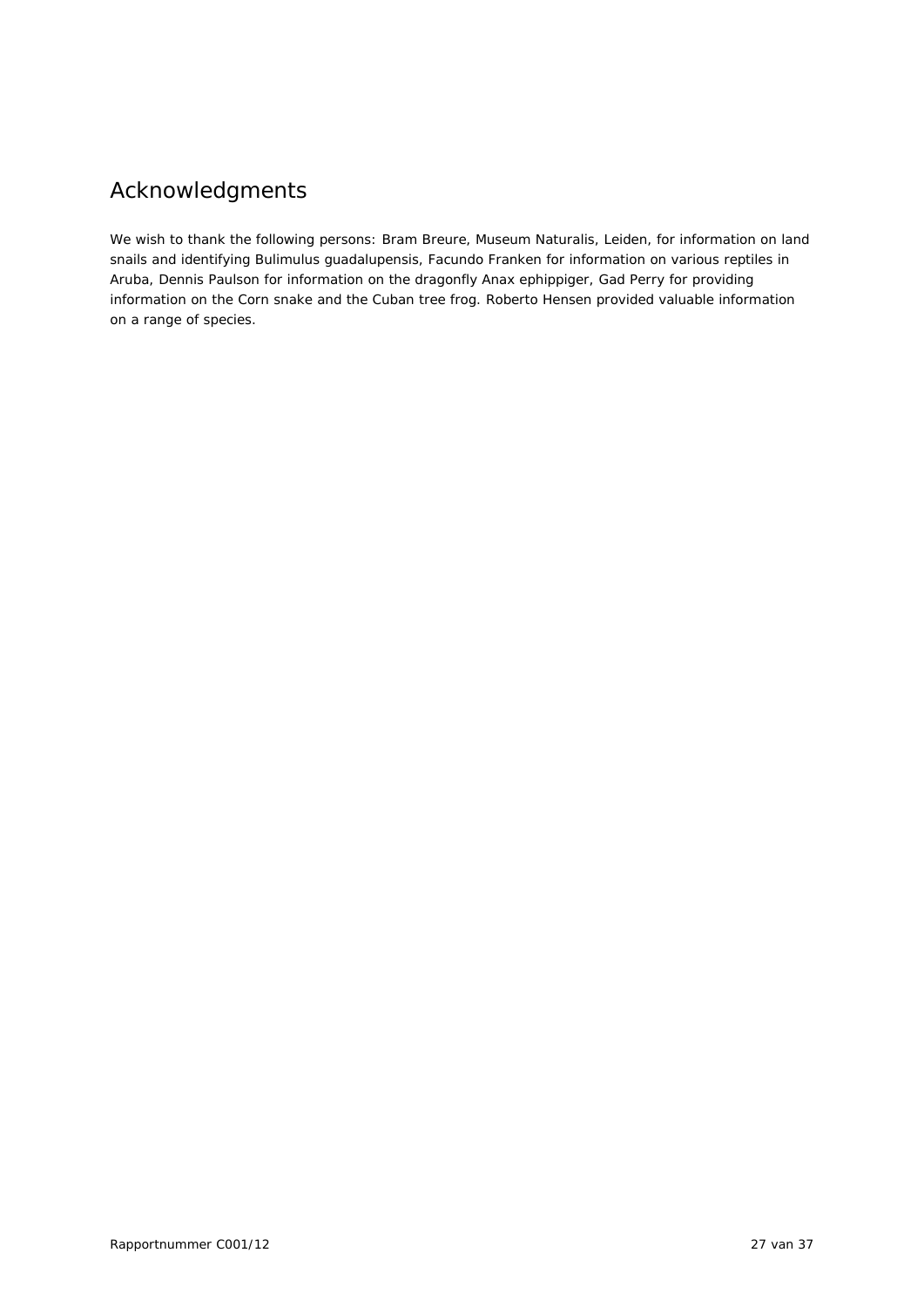# Acknowledgments

We wish to thank the following persons: Bram Breure, Museum Naturalis, Leiden, for information on land snails and identifying Bulimulus guadalupensis, Facundo Franken for information on various reptiles in Aruba, Dennis Paulson for information on the dragonfly Anax ephippiger, Gad Perry for providing information on the Corn snake and the Cuban tree frog. Roberto Hensen provided valuable information on a range of species.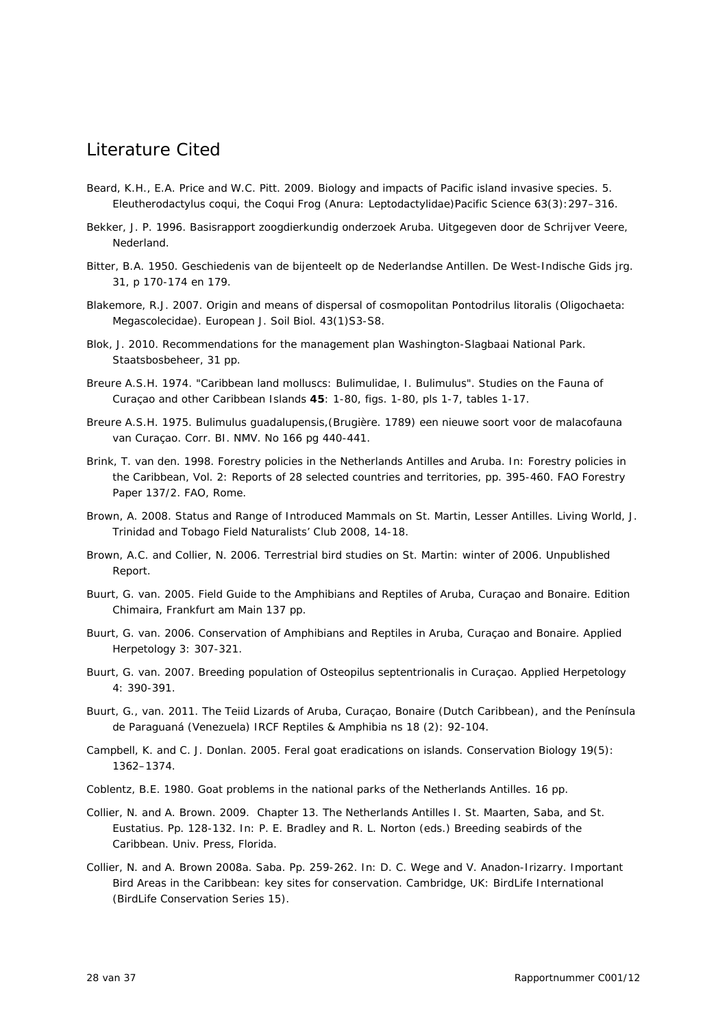# Literature Cited

Beard, K.H., E.A. Price and W.C. Pitt. 2009. Biology and impacts of Pacific island invasive species. 5. Eleutherodactylus coqui, the Coqui Frog (Anura: Leptodactylidae)Pacific Science 63(3):297–316.

Bekker, J. P. 1996. Basisrapport zoogdierkundig onderzoek Aruba. Uitgegeven door de Schrijver Veere, Nederland.

Bitter, B.A. 1950. Geschiedenis van de bijenteelt op de Nederlandse Antillen. De West-Indische Gids jrg. 31, p 170-174 en 179.

Blakemore, R.J. 2007. Origin and means of dispersal of cosmopolitan Pontodrilus litoralis (Oligochaeta: Megascolecidae). European J. Soil Biol. 43(1)S3-S8.

Blok, J. 2010. Recommendations for the management plan Washington-Slagbaai National Park. Staatsbosbeheer, 31 pp.

Breure A.S.H. 1974. "Caribbean land molluscs: Bulimulidae, I. Bulimulus". Studies on the Fauna of Curaçao and other Caribbean Islands **45**: 1-80, figs. 1-80, pls 1-7, tables 1-17.

Breure A.S.H. 1975. Bulimulus guadalupensis,(Brugière. 1789) een nieuwe soort voor de malacofauna van Curaçao. Corr. BI. NMV. No 166 pg 440-441.

Brink, T. van den. 1998. Forestry policies in the Netherlands Antilles and Aruba. In: Forestry policies in the Caribbean, Vol. 2: Reports of 28 selected countries and territories, pp. 395-460. FAO Forestry Paper 137/2. FAO, Rome.

Brown, A. 2008. Status and Range of Introduced Mammals on St. Martin, Lesser Antilles. Living World, J. Trinidad and Tobago Field Naturalists' Club 2008, 14-18.

Brown, A.C. and Collier, N. 2006. Terrestrial bird studies on St. Martin: winter of 2006. Unpublished Report.

Buurt, G. van. 2005. Field Guide to the Amphibians and Reptiles of Aruba, Curaçao and Bonaire. Edition Chimaira, Frankfurt am Main 137 pp.

Buurt, G. van. 2006. Conservation of Amphibians and Reptiles in Aruba, Curaçao and Bonaire. Applied Herpetology 3: 307-321.

Buurt, G. van. 2007. Breeding population of Osteopilus septentrionalis in Curaçao. Applied Herpetology 4: 390-391.

Buurt, G., van. 2011. The Teiid Lizards of Aruba, Curaçao, Bonaire (Dutch Caribbean), and the Península de Paraguaná (Venezuela) IRCF Reptiles & Amphibia ns 18 (2): 92-104.

Campbell, K. and C. J. Donlan. 2005. Feral goat eradications on islands. Conservation Biology 19(5): 1362–1374.

Coblentz, B.E. 1980. Goat problems in the national parks of the Netherlands Antilles. 16 pp.

Collier, N. and A. Brown. 2009. Chapter 13. The Netherlands Antilles I. St. Maarten, Saba, and St. Eustatius. Pp. 128-132. In: P. E. Bradley and R. L. Norton (eds.) Breeding seabirds of the Caribbean. Univ. Press, Florida.

Collier, N. and A. Brown 2008a. Saba. Pp. 259-262. In: D. C. Wege and V. Anadon-Irizarry. Important Bird Areas in the Caribbean: key sites for conservation. Cambridge, UK: BirdLife International (BirdLife Conservation Series 15).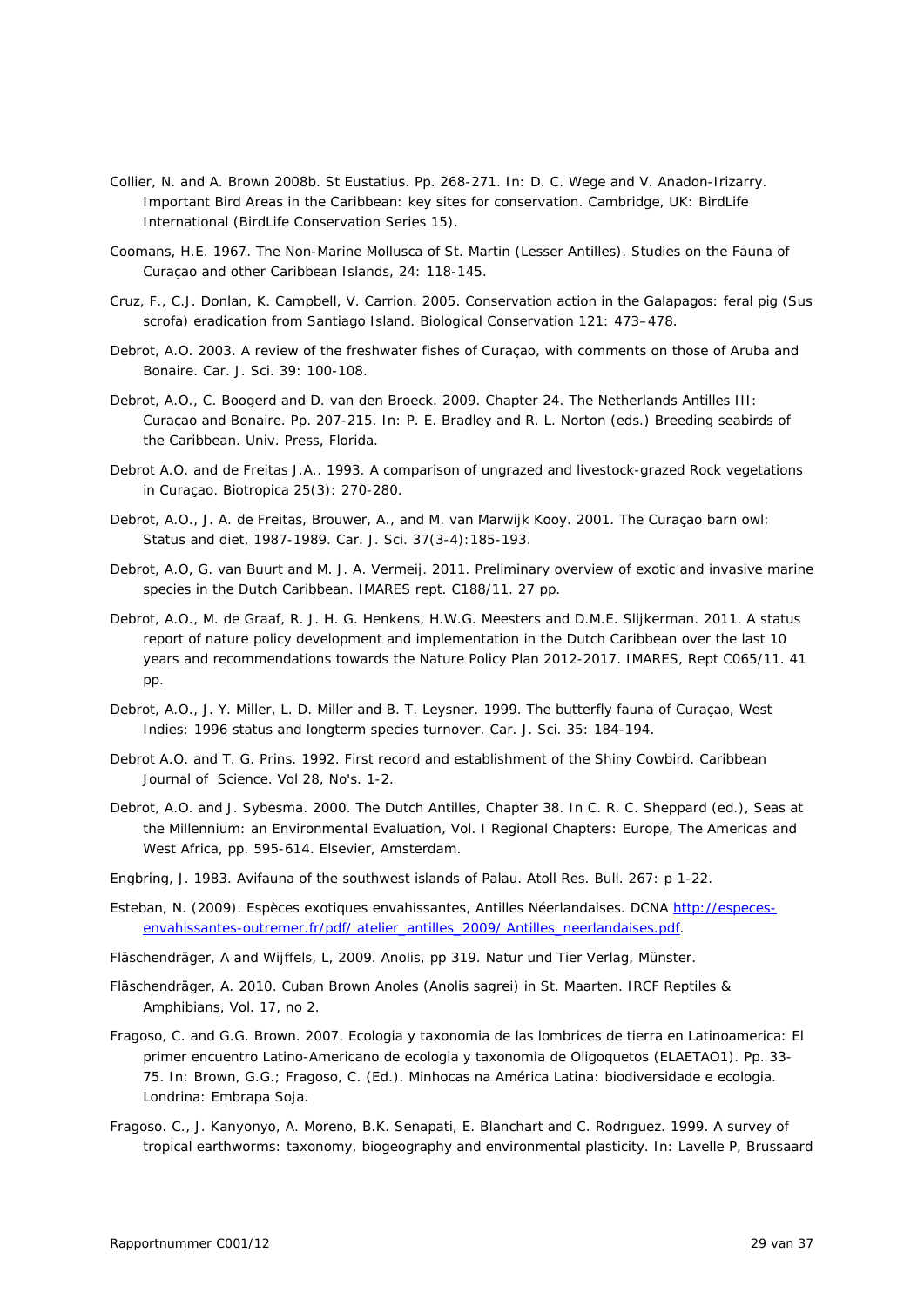Collier, N. and A. Brown 2008b. St Eustatius. Pp. 268-271. In: D. C. Wege and V. Anadon-Irizarry. Important Bird Areas in the Caribbean: key sites for conservation. Cambridge, UK: BirdLife International (BirdLife Conservation Series 15).

Coomans, H.E. 1967. The Non-Marine Mollusca of St. Martin (Lesser Antilles). Studies on the Fauna of Curaçao and other Caribbean Islands, 24: 118-145.

Cruz, F., C.J. Donlan, K. Campbell, V. Carrion. 2005. Conservation action in the Galapagos: feral pig (Sus scrofa) eradication from Santiago Island. Biological Conservation 121: 473–478.

Debrot, A.O. 2003. A review of the freshwater fishes of Curaçao, with comments on those of Aruba and Bonaire. Car. J. Sci. 39: 100-108.

Debrot, A.O., C. Boogerd and D. van den Broeck. 2009. Chapter 24. The Netherlands Antilles III: Curaçao and Bonaire. Pp. 207-215. In: P. E. Bradley and R. L. Norton (eds.) Breeding seabirds of the Caribbean. Univ. Press, Florida.

Debrot A.O. and de Freitas J.A.. 1993. A comparison of ungrazed and livestock-grazed Rock vegetations in Curaçao. Biotropica 25(3): 270-280.

Debrot, A.O., J. A. de Freitas, Brouwer, A., and M. van Marwijk Kooy. 2001. The Curaçao barn owl: Status and diet, 1987-1989. Car. J. Sci. 37(3-4):185-193.

Debrot, A.O, G. van Buurt and M. J. A. Vermeij. 2011. Preliminary overview of exotic and invasive marine species in the Dutch Caribbean. IMARES rept. C188/11. 27 pp.

Debrot, A.O., M. de Graaf, R. J. H. G. Henkens, H.W.G. Meesters and D.M.E. Slijkerman. 2011. A status report of nature policy development and implementation in the Dutch Caribbean over the last 10 years and recommendations towards the Nature Policy Plan 2012-2017. IMARES, Rept C065/11. 41 pp.

Debrot, A.O., J. Y. Miller, L. D. Miller and B. T. Leysner. 1999. The butterfly fauna of Curaçao, West Indies: 1996 status and longterm species turnover. Car. J. Sci. 35: 184-194.

Debrot A.O. and T. G. Prins. 1992. First record and establishment of the Shiny Cowbird. Caribbean Journal of Science. Vol 28, No's. 1-2.

Debrot, A.O. and J. Sybesma. 2000. The Dutch Antilles, Chapter 38. In C. R. C. Sheppard (ed.), Seas at the Millennium: an Environmental Evaluation, Vol. I Regional Chapters: Europe, The Americas and West Africa, pp. 595-614. Elsevier, Amsterdam.

Engbring, J. 1983. Avifauna of the southwest islands of Palau. Atoll Res. Bull. 267: p 1-22.

Esteban, N. (2009). Espèces exotiques envahissantes, Antilles Néerlandaises. DCNA [http://especes-envahissantes-outremer.fr/pdf/ atelier_antilles_2009/ Antilles_neerlandaises.pdf](http://especes-envahissantes-outremer.fr/pdf/atelier_antilles_2009/Antilles_neerlandaises.pdf).

Fläschendräger, A and Wijffels, L, 2009. Anolis, pp 319. Natur und Tier Verlag, Münster.

Fläschendräger, A. 2010. Cuban Brown Anoles (Anolis sagrei) in St. Maarten. IRCF Reptiles & Amphibians, Vol. 17, no 2.

Fragoso, C. and G.G. Brown. 2007. Ecologia y taxonomia de las lombrices de tierra en Latinoamerica: El primer encuentro Latino-Americano de ecologia y taxonomia de Oligoquetos (ELAETAO1). Pp. 33-75. In: Brown, G.G.; Fragoso, C. (Ed.). Minhocas na América Latina: biodiversidade e ecologia. Londrina: Embrapa Soja.

Fragoso. C., J. Kanyonyo, A. Moreno, B.K. Senapati, E. Blanchart and C. Rodrıguez. 1999. A survey of tropical earthworms: taxonomy, biogeography and environmental plasticity. In: Lavelle P, Brussaard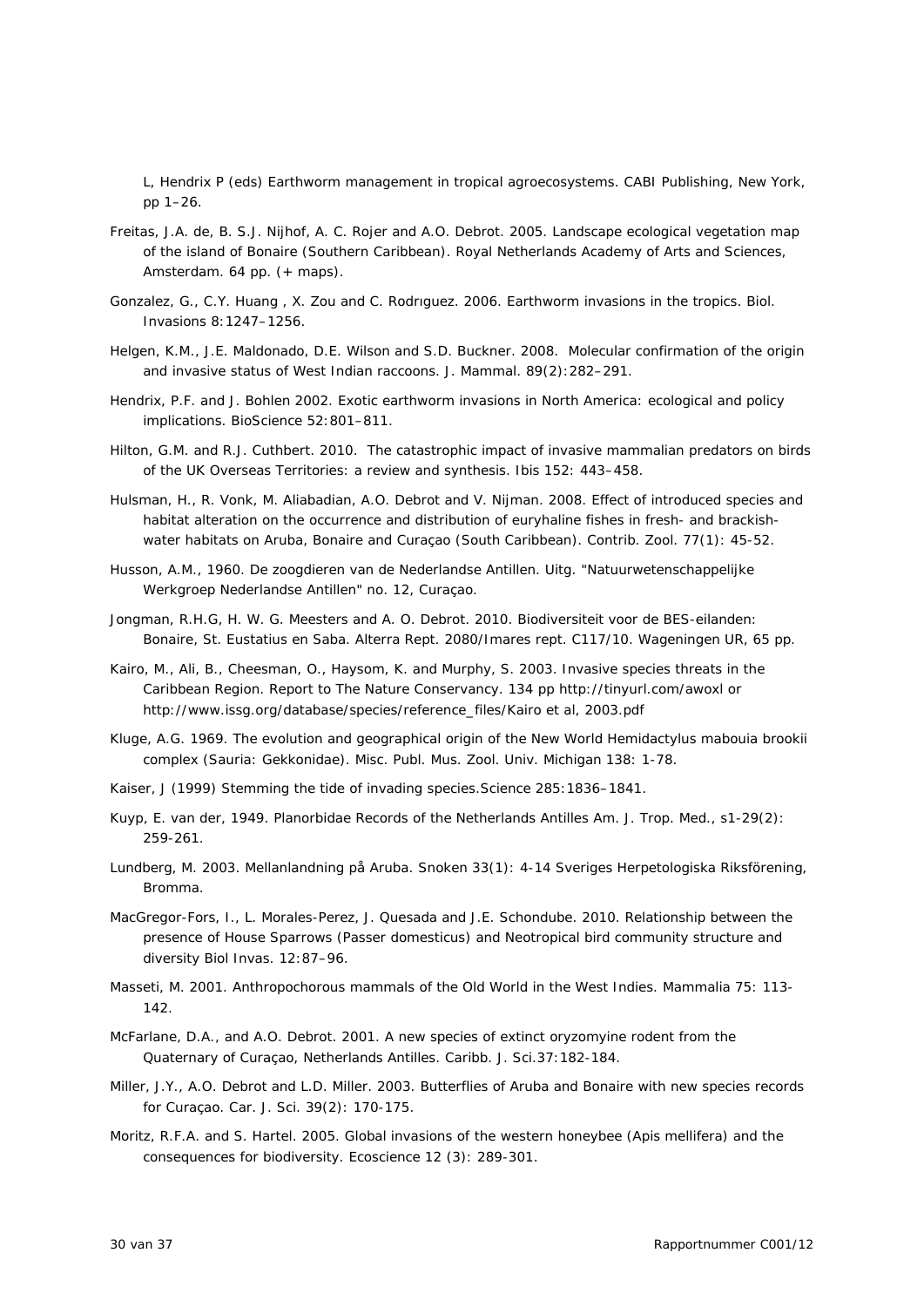L, Hendrix P (eds) Earthworm management in tropical agroecosystems. CABI Publishing, New York, pp 1–26.

Freitas, J.A. de, B. S.J. Nijhof, A. C. Rojer and A.O. Debrot. 2005. Landscape ecological vegetation map of the island of Bonaire (Southern Caribbean). Royal Netherlands Academy of Arts and Sciences, Amsterdam. 64 pp. (+ maps).

Gonzalez, G., C.Y. Huang , X. Zou and C. Rodrıguez. 2006. Earthworm invasions in the tropics. Biol. Invasions 8:1247–1256.

Helgen, K.M., J.E. Maldonado, D.E. Wilson and S.D. Buckner. 2008. Molecular confirmation of the origin and invasive status of West Indian raccoons. J. Mammal. 89(2):282–291.

Hendrix, P.F. and J. Bohlen 2002. Exotic earthworm invasions in North America: ecological and policy implications. BioScience 52:801–811.

Hilton, G.M. and R.J. Cuthbert. 2010. The catastrophic impact of invasive mammalian predators on birds of the UK Overseas Territories: a review and synthesis. Ibis 152: 443–458.

Hulsman, H., R. Vonk, M. Aliabadian, A.O. Debrot and V. Nijman. 2008. Effect of introduced species and habitat alteration on the occurrence and distribution of euryhaline fishes in fresh- and brackish-water habitats on Aruba, Bonaire and Curaçao (South Caribbean). Contrib. Zool. 77(1): 45-52.

Husson, A.M., 1960. De zoogdieren van de Nederlandse Antillen. Uitg. "Natuurwetenschappelijke Werkgroep Nederlandse Antillen" no. 12, Curaçao.

Jongman, R.H.G, H. W. G. Meesters and A. O. Debrot. 2010. Biodiversiteit voor de BES-eilanden: Bonaire, St. Eustatius en Saba. Alterra Rept. 2080/Imares rept. C117/10. Wageningen UR, 65 pp.

Kairo, M., Ali, B., Cheesman, O., Haysom, K. and Murphy, S. 2003. Invasive species threats in the Caribbean Region. Report to The Nature Conservancy. 134 pp http://tinyurl.com/awoxl or http://www.issg.org/database/species/reference_files/Kairo et al, 2003.pdf

Kluge, A.G. 1969. The evolution and geographical origin of the New World Hemidactylus mabouia brookii complex (Sauria: Gekkonidae). Misc. Publ. Mus. Zool. Univ. Michigan 138: 1-78.

Kaiser, J (1999) Stemming the tide of invading species.Science 285:1836–1841.

Kuyp, E. van der, 1949. Planorbidae Records of the Netherlands Antilles Am. J. Trop. Med., s1-29(2): 259-261.

Lundberg, M. 2003. Mellanlandning på Aruba. Snoken 33(1): 4-14 Sveriges Herpetologiska Riksförening, Bromma.

MacGregor-Fors, I., L. Morales-Perez, J. Quesada and J.E. Schondube. 2010. Relationship between the presence of House Sparrows (Passer domesticus) and Neotropical bird community structure and diversity Biol Invas. 12:87–96.

Masseti, M. 2001. Anthropochorous mammals of the Old World in the West Indies. Mammalia 75: 113-142.

McFarlane, D.A., and A.O. Debrot. 2001. A new species of extinct oryzomyine rodent from the Quaternary of Curaçao, Netherlands Antilles. Caribb. J. Sci.37:182-184.

Miller, J.Y., A.O. Debrot and L.D. Miller. 2003. Butterflies of Aruba and Bonaire with new species records for Curaçao. Car. J. Sci. 39(2): 170-175.

Moritz, R.F.A. and S. Hartel. 2005. Global invasions of the western honeybee (Apis mellifera) and the consequences for biodiversity. Ecoscience 12 (3): 289-301.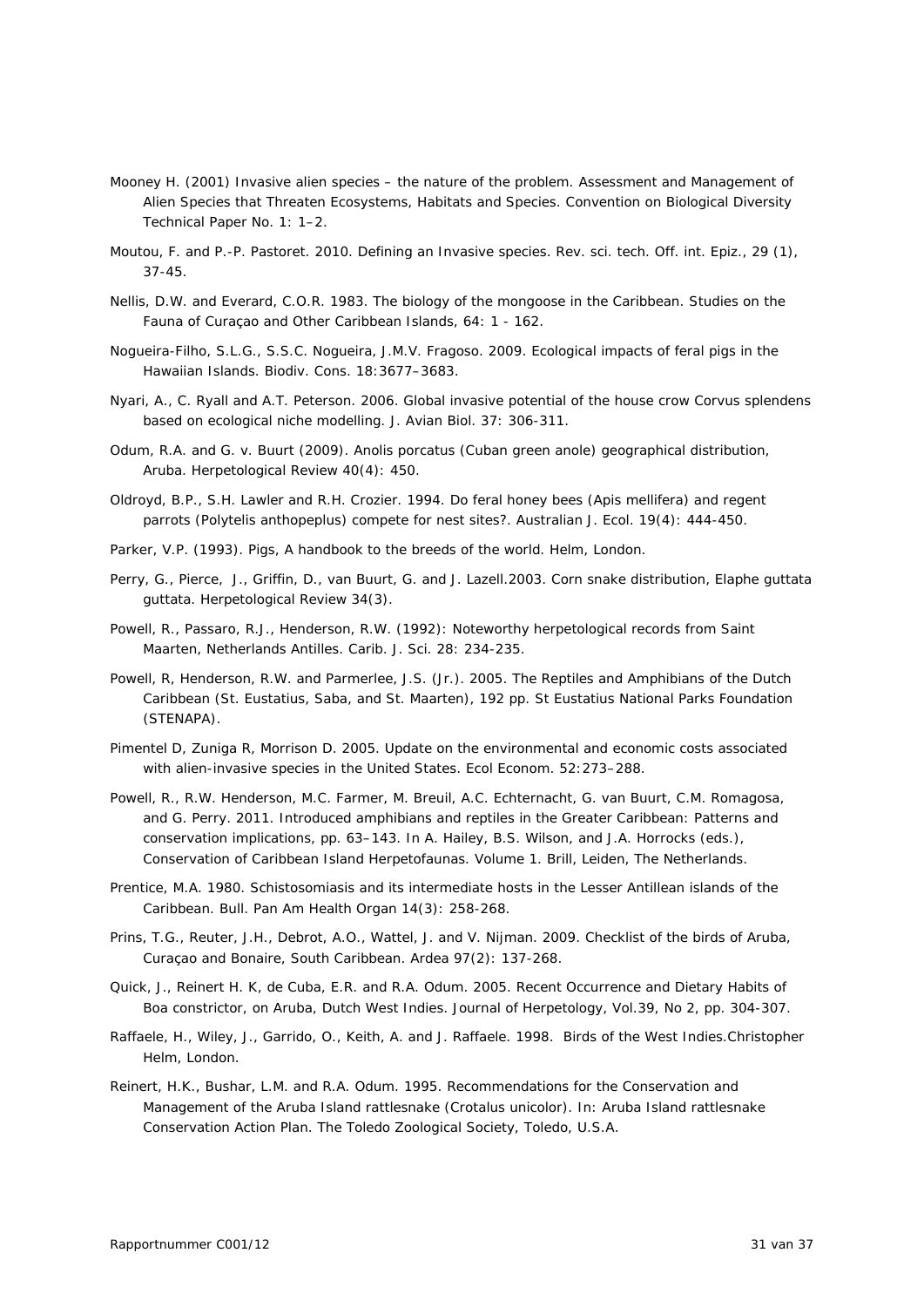Mooney H. (2001) Invasive alien species – the nature of the problem. Assessment and Management of Alien Species that Threaten Ecosystems, Habitats and Species. Convention on Biological Diversity Technical Paper No. 1: 1–2.

Moutou, F. and P.-P. Pastoret. 2010. Defining an Invasive species. Rev. sci. tech. Off. int. Epiz., 29 (1), 37-45.

Nellis, D.W. and Everard, C.O.R. 1983. The biology of the mongoose in the Caribbean. Studies on the Fauna of Curaçao and Other Caribbean Islands, 64: 1 - 162.

Nogueira-Filho, S.L.G., S.S.C. Nogueira, J.M.V. Fragoso. 2009. Ecological impacts of feral pigs in the Hawaiian Islands. Biodiv. Cons. 18:3677–3683.

Nyari, A., C. Ryall and A.T. Peterson. 2006. Global invasive potential of the house crow Corvus splendens based on ecological niche modelling. J. Avian Biol. 37: 306-311.

Odum, R.A. and G. v. Buurt (2009). Anolis porcatus (Cuban green anole) geographical distribution, Aruba. Herpetological Review 40(4): 450.

Oldroyd, B.P., S.H. Lawler and R.H. Crozier. 1994. Do feral honey bees (Apis mellifera) and regent parrots (Polytelis anthopeplus) compete for nest sites?. Australian J. Ecol. 19(4): 444-450.

Parker, V.P. (1993). Pigs, A handbook to the breeds of the world. Helm, London.

Perry, G., Pierce, J., Griffin, D., van Buurt, G. and J. Lazell.2003. Corn snake distribution, Elaphe guttata guttata. Herpetological Review 34(3).

Powell, R., Passaro, R.J., Henderson, R.W. (1992): Noteworthy herpetological records from Saint Maarten, Netherlands Antilles. Carib. J. Sci. 28: 234-235.

Powell, R, Henderson, R.W. and Parmerlee, J.S. (Jr.). 2005. The Reptiles and Amphibians of the Dutch Caribbean (St. Eustatius, Saba, and St. Maarten), 192 pp. St Eustatius National Parks Foundation (STENAPA).

Pimentel D, Zuniga R, Morrison D. 2005. Update on the environmental and economic costs associated with alien-invasive species in the United States. Ecol Econom. 52:273–288.

Powell, R., R.W. Henderson, M.C. Farmer, M. Breuil, A.C. Echternacht, G. van Buurt, C.M. Romagosa, and G. Perry. 2011. Introduced amphibians and reptiles in the Greater Caribbean: Patterns and conservation implications, pp. 63–143. In A. Hailey, B.S. Wilson, and J.A. Horrocks (eds.), Conservation of Caribbean Island Herpetofaunas. Volume 1. Brill, Leiden, The Netherlands.

Prentice, M.A. 1980. Schistosomiasis and its intermediate hosts in the Lesser Antillean islands of the Caribbean. Bull. Pan Am Health Organ 14(3): 258-268.

Prins, T.G., Reuter, J.H., Debrot, A.O., Wattel, J. and V. Nijman. 2009. Checklist of the birds of Aruba, Curaçao and Bonaire, South Caribbean. Ardea 97(2): 137-268.

Quick, J., Reinert H. K, de Cuba, E.R. and R.A. Odum. 2005. Recent Occurrence and Dietary Habits of Boa constrictor, on Aruba, Dutch West Indies. Journal of Herpetology, Vol.39, No 2, pp. 304-307.

Raffaele, H., Wiley, J., Garrido, O., Keith, A. and J. Raffaele. 1998. Birds of the West Indies.Christopher Helm, London.

Reinert, H.K., Bushar, L.M. and R.A. Odum. 1995. Recommendations for the Conservation and Management of the Aruba Island rattlesnake (Crotalus unicolor). In: Aruba Island rattlesnake Conservation Action Plan. The Toledo Zoological Society, Toledo, U.S.A.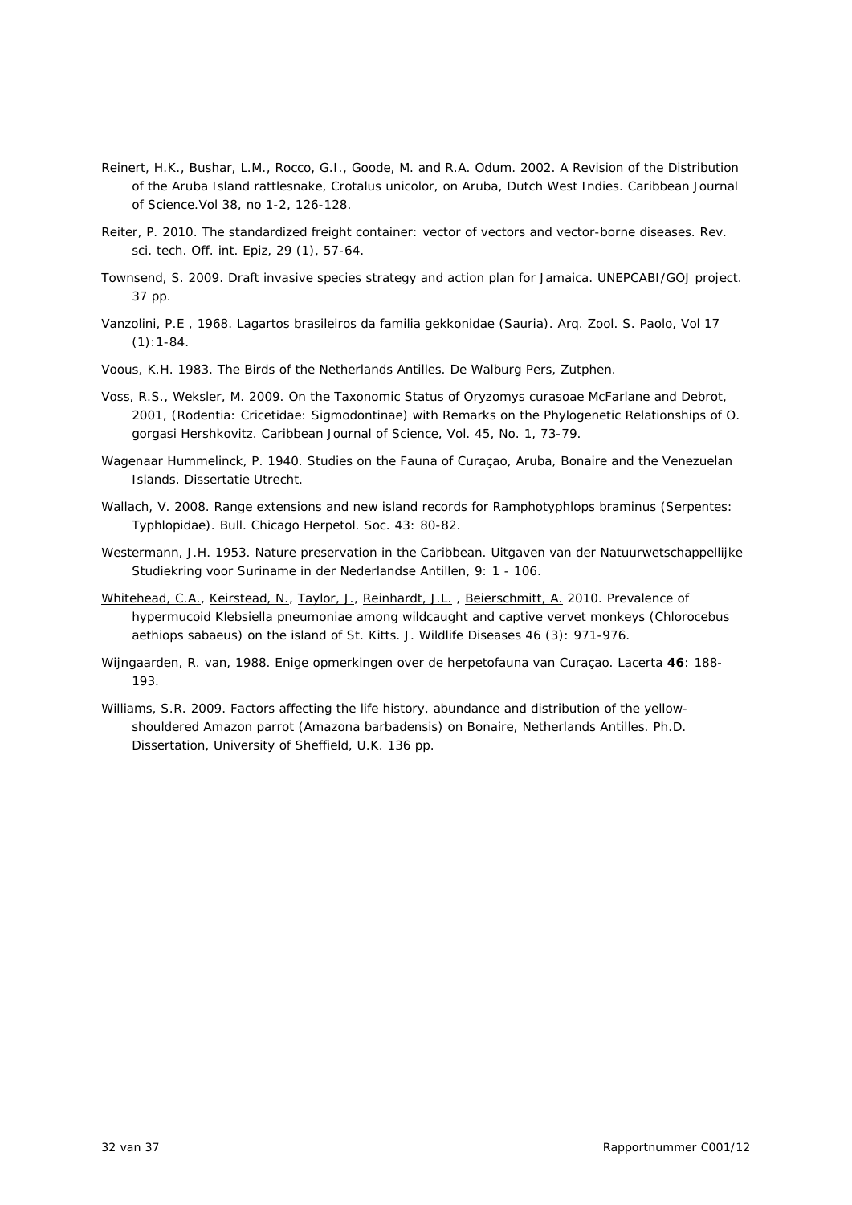Reinert, H.K., Bushar, L.M., Rocco, G.I., Goode, M. and R.A. Odum. 2002. A Revision of the Distribution of the Aruba Island rattlesnake, Crotalus unicolor, on Aruba, Dutch West Indies. Caribbean Journal of Science.Vol 38, no 1-2, 126-128.

Reiter, P. 2010. The standardized freight container: vector of vectors and vector-borne diseases. Rev. sci. tech. Off. int. Epiz, 29 (1), 57-64.

Townsend, S. 2009. Draft invasive species strategy and action plan for Jamaica. UNEPCABI/GOJ project. 37 pp.

Vanzolini, P.E , 1968. Lagartos brasileiros da familia gekkonidae (Sauria). Arq. Zool. S. Paolo, Vol 17 (1):1-84.

Voous, K.H. 1983. The Birds of the Netherlands Antilles. De Walburg Pers, Zutphen.

Voss, R.S., Weksler, M. 2009. On the Taxonomic Status of Oryzomys curasoae McFarlane and Debrot, 2001, (Rodentia: Cricetidae: Sigmodontinae) with Remarks on the Phylogenetic Relationships of O. gorgasi Hershkovitz. Caribbean Journal of Science, Vol. 45, No. 1, 73-79.

Wagenaar Hummelinck, P. 1940. Studies on the Fauna of Curaçao, Aruba, Bonaire and the Venezuelan Islands. Dissertatie Utrecht.

Wallach, V. 2008. Range extensions and new island records for Ramphotyphlops braminus (Serpentes: Typhlopidae). Bull. Chicago Herpetol. Soc. 43: 80-82.

Westermann, J.H. 1953. Nature preservation in the Caribbean. Uitgaven van der Natuurwetschappellijke Studiekring voor Suriname in der Nederlandse Antillen, 9: 1 - 106.

Whitehead, C.A., Keirstead, N., Taylor, J., Reinhardt, J.L. , Beierschmitt, A. 2010. Prevalence of hypermucoid Klebsiella pneumoniae among wildcaught and captive vervet monkeys (Chlorocebus aethiops sabaeus) on the island of St. Kitts. J. Wildlife Diseases 46 (3): 971-976.

Wijngaarden, R. van, 1988. Enige opmerkingen over de herpetofauna van Curaçao. Lacerta **46**: 188-193.

Williams, S.R. 2009. Factors affecting the life history, abundance and distribution of the yellow-shouldered Amazon parrot (Amazona barbadensis) on Bonaire, Netherlands Antilles. Ph.D. Dissertation, University of Sheffield, U.K. 136 pp.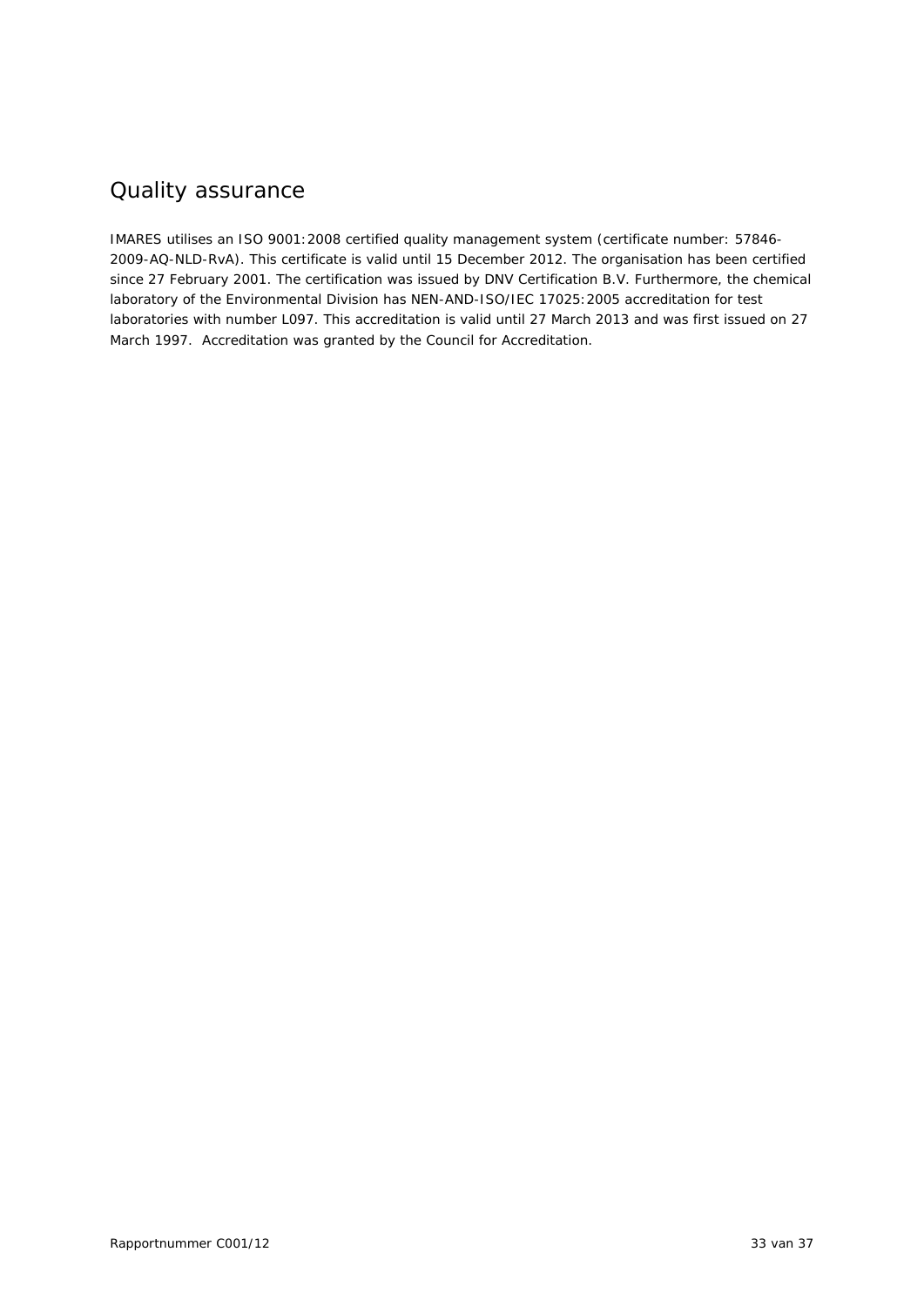# Quality assurance

IMARES utilises an ISO 9001:2008 certified quality management system (certificate number: 57846-2009-AQ-NLD-RvA). This certificate is valid until 15 December 2012. The organisation has been certified since 27 February 2001. The certification was issued by DNV Certification B.V. Furthermore, the chemical laboratory of the Environmental Division has NEN-AND-ISO/IEC 17025:2005 accreditation for test laboratories with number L097. This accreditation is valid until 27 March 2013 and was first issued on 27 March 1997. Accreditation was granted by the Council for Accreditation.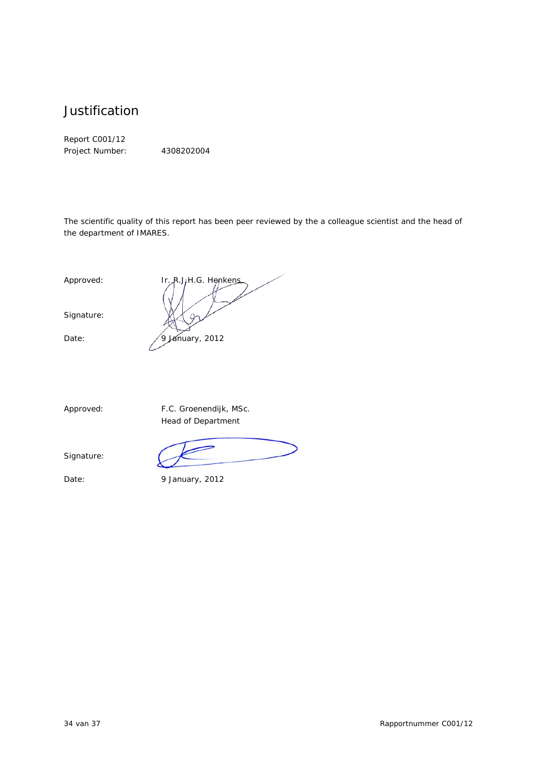# Justification

Report C001/12
Project Number: 4308202004

The scientific quality of this report has been peer reviewed by the a colleague scientist and the head of the department of IMARES.

Approved: Ir. R.J.H.G. Henkens

Signature:

Date: 9 January, 2012

Approved: F.C. Groenendijk, MSc.
Head of Department

Signature:

Date: 9 January, 2012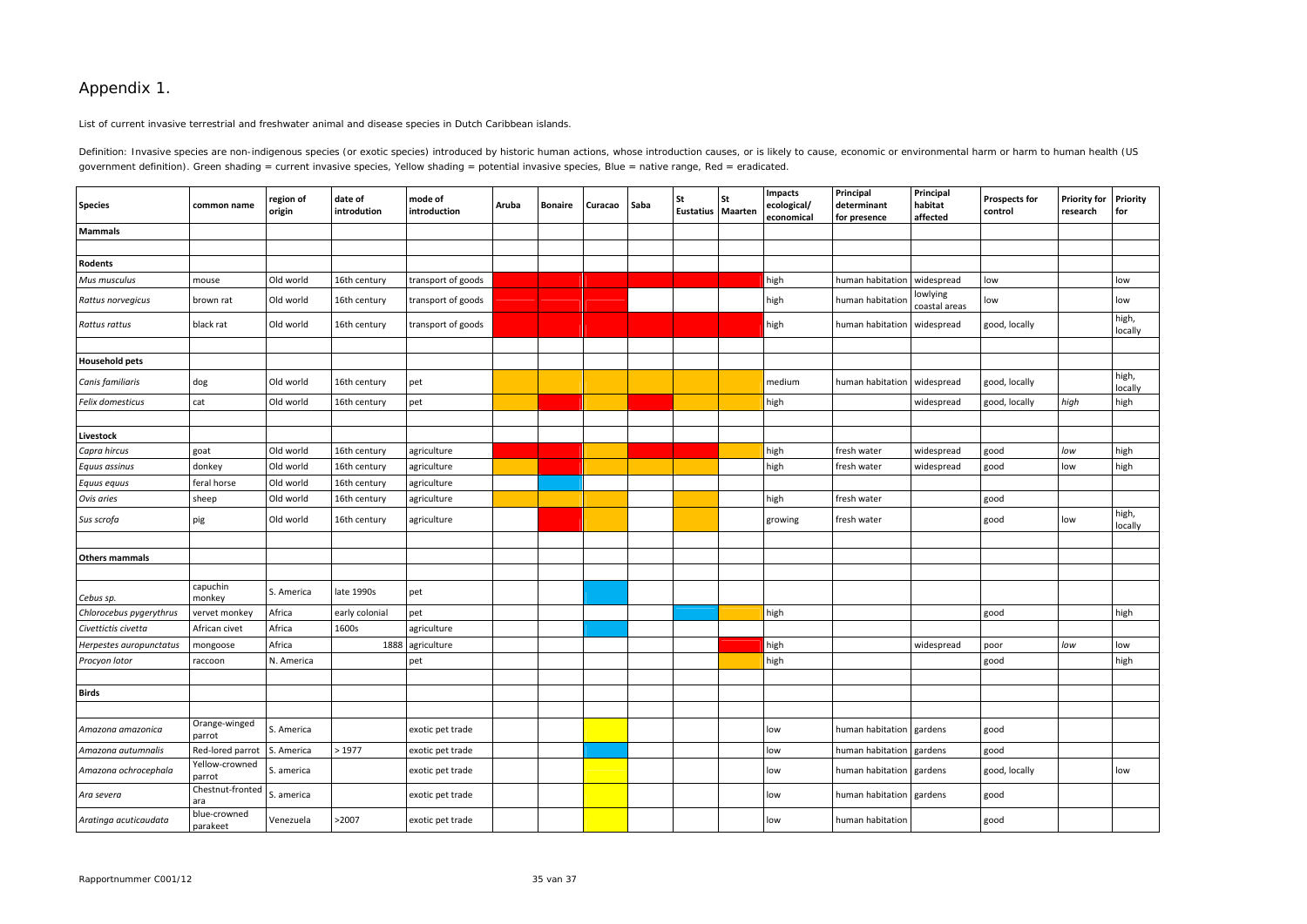# Appendix 1.

List of current invasive terrestrial and freshwater animal and disease species in Dutch Caribbean islands.

Definition: Invasive species are non-indigenous species (or exotic species) introduced by historic human actions, whose introduction causes, or is likely to cause, economic or environmental harm or harm to human health (US government definition). Green shading = current invasive species, Yellow shading = potential invasive species, Blue = native range, Red = eradicated.

| Species | common name | region of origin | date of introdution | mode of introduction | Aruba | Bonaire | Curacao | Saba | St Eustatius | St Maarten | Impacts ecological/ economical | Principal determinant for presence | Principal habitat affected | Prospects for control | Priority for research | Priority for |
|---|---|---|---|---|---|---|---|---|---|---|---|---|---|---|---|---|
| **Mammals** | | | | | | | | | | | | | | | | |
| | | | | | | | | | | | | | | | | |
| **Rodents** | | | | | | | | | | | | | | | | |
| *Mus musculus* | mouse | Old world | 16th century | transport of goods | | | | | | | high | human habitation | widespread | low | | low |
| *Rattus norvegicus* | brown rat | Old world | 16th century | transport of goods | | | | | | | high | human habitation | lowlying coastal areas | low | | low |
| *Rattus rattus* | black rat | Old world | 16th century | transport of goods | | | | | | | high | human habitation | widespread | good, locally | | high, locally |
| | | | | | | | | | | | | | | | | |
| **Household pets** | | | | | | | | | | | | | | | | |
| *Canis familiaris* | dog | Old world | 16th century | pet | | | | | | | medium | human habitation | widespread | good, locally | | high, locally |
| *Felix domesticus* | cat | Old world | 16th century | pet | | | | | | | high | | widespread | good, locally | *high* | high |
| | | | | | | | | | | | | | | | | |
| **Livestock** | | | | | | | | | | | | | | | | |
| *Capra hircus* | goat | Old world | 16th century | agriculture | | | | | | | high | fresh water | widespread | good | *low* | high |
| *Equus assinus* | donkey | Old world | 16th century | agriculture | | | | | | | high | fresh water | widespread | good | low | high |
| *Equus equus* | feral horse | Old world | 16th century | agriculture | | | | | | | | | | | | |
| *Ovis aries* | sheep | Old world | 16th century | agriculture | | | | | | | high | fresh water | | good | | |
| *Sus scrofa* | pig | Old world | 16th century | agriculture | | | | | | | growing | fresh water | | good | low | high, locally |
| | | | | | | | | | | | | | | | | |
| **Others mammals** | | | | | | | | | | | | | | | | |
| | | | | | | | | | | | | | | | | |
| *Cebus sp.* | capuchin monkey | S. America | late 1990s | pet | | | | | | | | | | | | |
| *Chlorocebus pygerythrus* | vervet monkey | Africa | early colonial | pet | | | | | | | high | | | good | | high |
| *Civettictis civetta* | African civet | Africa | 1600s | agriculture | | | | | | | | | | | | |
| *Herpestes auropunctatus* | mongoose | Africa | 1888 | agriculture | | | | | | | high | | widespread | poor | *low* | low |
| *Procyon lotor* | raccoon | N. America | | pet | | | | | | | high | | | good | | high |
| | | | | | | | | | | | | | | | | |
| **Birds** | | | | | | | | | | | | | | | | |
| | | | | | | | | | | | | | | | | |
| *Amazona amazonica* | Orange-winged parrot | S. America | | exotic pet trade | | | | | | | low | human habitation | gardens | good | | |
| *Amazona autumnalis* | Red-lored parrot | S. America | > 1977 | exotic pet trade | | | | | | | low | human habitation | gardens | good | | |
| *Amazona ochrocephala* | Yellow-crowned parrot | S. america | | exotic pet trade | | | | | | | low | human habitation | gardens | good, locally | | low |
| *Ara severa* | Chestnut-fronted ara | S. america | | exotic pet trade | | | | | | | low | human habitation | gardens | good | | |
| *Aratinga acuticaudata* | blue-crowned parakeet | Venezuela | >2007 | exotic pet trade | | | | | | | low | human habitation | | good | | |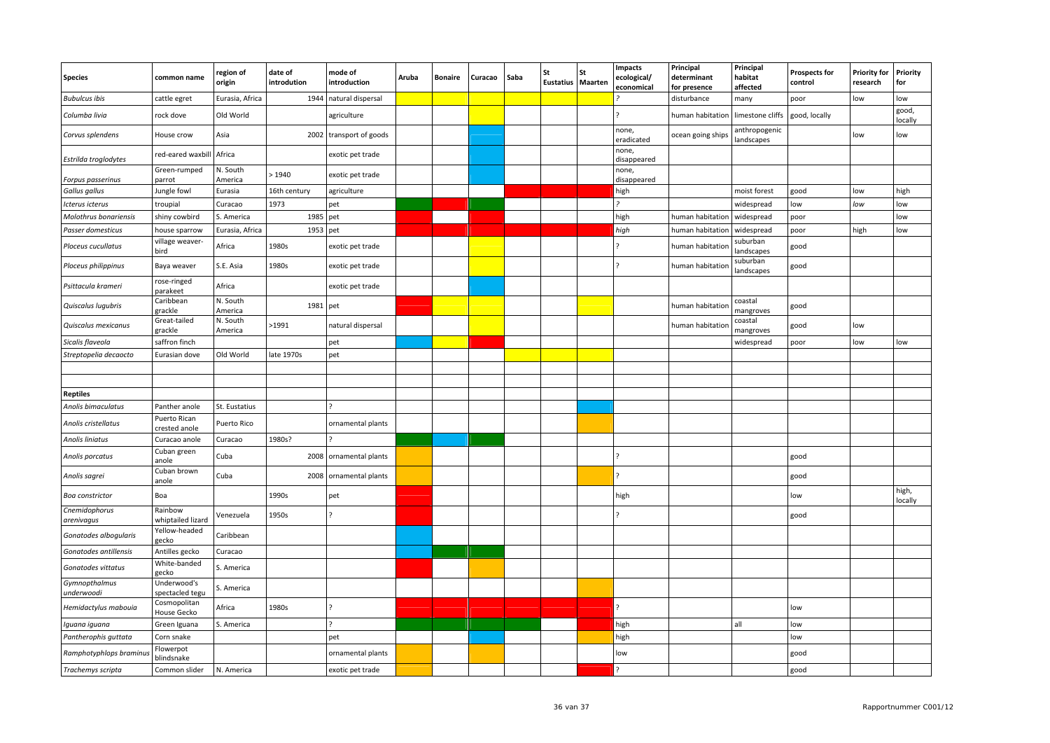| Species | common name | region of origin | date of introdution | mode of introduction | Aruba | Bonaire | Curacao | Saba | St Eustatius | St Maarten | Impacts ecological/ economical | Principal determinant for presence | Principal habitat affected | Prospects for control | Priority for research | Priority for |
|---|---|---|---|---|---|---|---|---|---|---|---|---|---|---|---|---|
| *Bubulcus ibis* | cattle egret | Eurasia, Africa | 1944 | natural dispersal | | | | | | | ? | disturbance | many | poor | low | low |
| *Columba livia* | rock dove | Old World | | agriculture | | | | | | | ? | human habitation | limestone cliffs | good, locally | | good, locally |
| *Corvus splendens* | House crow | Asia | 2002 | transport of goods | | | | | | | none, eradicated | ocean going ships | anthropogenic landscapes | | low | low |
| *Estrilda troglodytes* | red-eared waxbill | Africa | | exotic pet trade | | | | | | | none, disappeared | | | | | |
| *Forpus passerinus* | Green-rumped parrot | N. South America | > 1940 | exotic pet trade | | | | | | | none, disappeared | | | | | |
| *Gallus gallus* | Jungle fowl | Eurasia | 16th century | agriculture | | | | | | | high | | moist forest | good | low | high |
| *Icterus icterus* | troupial | Curacao | 1973 | pet | | | | | | | ? | | widespread | low | *low* | low |
| *Molothrus bonariensis* | shiny cowbird | S. America | 1985 | pet | | | | | | | high | human habitation | widespread | poor | | low |
| *Passer domesticus* | house sparrow | Eurasia, Africa | 1953 | pet | | | | | | | *high* | human habitation | widespread | poor | high | low |
| *Ploceus cucullatus* | village weaver-bird | Africa | 1980s | exotic pet trade | | | | | | | ? | human habitation | suburban landscapes | good | | |
| *Ploceus philippinus* | Baya weaver | S.E. Asia | 1980s | exotic pet trade | | | | | | | ? | human habitation | suburban landscapes | good | | |
| *Psittacula krameri* | rose-ringed parakeet | Africa | | exotic pet trade | | | | | | | | | | | | |
| *Quiscalus lugubris* | Caribbean grackle | N. South America | 1981 | pet | | | | | | | | human habitation | coastal mangroves | good | | |
| *Quiscalus mexicanus* | Great-tailed grackle | N. South America | >1991 | natural dispersal | | | | | | | | human habitation | coastal mangroves | good | low | |
| *Sicalis flaveola* | saffron finch | | | pet | | | | | | | | | widespread | poor | low | low |
| *Streptopelia decaocto* | Eurasian dove | Old World | late 1970s | pet | | | | | | | | | | | | |
| | | | | | | | | | | | | | | | | |
| | | | | | | | | | | | | | | | | |
| **Reptiles** | | | | | | | | | | | | | | | | |
| *Anolis bimaculatus* | Panther anole | St. Eustatius | | ? | | | | | | | | | | | | |
| *Anolis cristellatus* | Puerto Rican crested anole | Puerto Rico | | ornamental plants | | | | | | | | | | | | |
| *Anolis liniatus* | Curacao anole | Curacao | 1980s? | ? | | | | | | | | | | | | |
| *Anolis porcatus* | Cuban green anole | Cuba | 2008 | ornamental plants | | | | | | | ? | | | good | | |
| *Anolis sagrei* | Cuban brown anole | Cuba | 2008 | ornamental plants | | | | | | | ? | | | good | | |
| *Boa constrictor* | Boa | | 1990s | pet | | | | | | | high | | | low | | high, locally |
| *Cnemidophorus arenivagus* | Rainbow whiptailed lizard | Venezuela | 1950s | ? | | | | | | | ? | | | good | | |
| *Gonatodes albogularis* | Yellow-headed gecko | Caribbean | | | | | | | | | | | | | | |
| *Gonatodes antillensis* | Antilles gecko | Curacao | | | | | | | | | | | | | | |
| *Gonatodes vittatus* | White-banded gecko | S. America | | | | | | | | | | | | | | |
| *Gymnopthalmus underwoodi* | Underwood's spectacled tegu | S. America | | | | | | | | | | | | | | |
| *Hemidactylus mabouia* | Cosmopolitan House Gecko | Africa | 1980s | ? | | | | | | | ? | | | low | | |
| *Iguana iguana* | Green Iguana | S. America | | ? | | | | | | | high | | all | low | | |
| *Pantherophis guttata* | Corn snake | | | pet | | | | | | | high | | | low | | |
| *Ramphotyphlops braminus* | Flowerpot blindsnake | | | ornamental plants | | | | | | | low | | | good | | |
| *Trachemys scripta* | Common slider | N. America | | exotic pet trade | | | | | | | ? | | | good | | |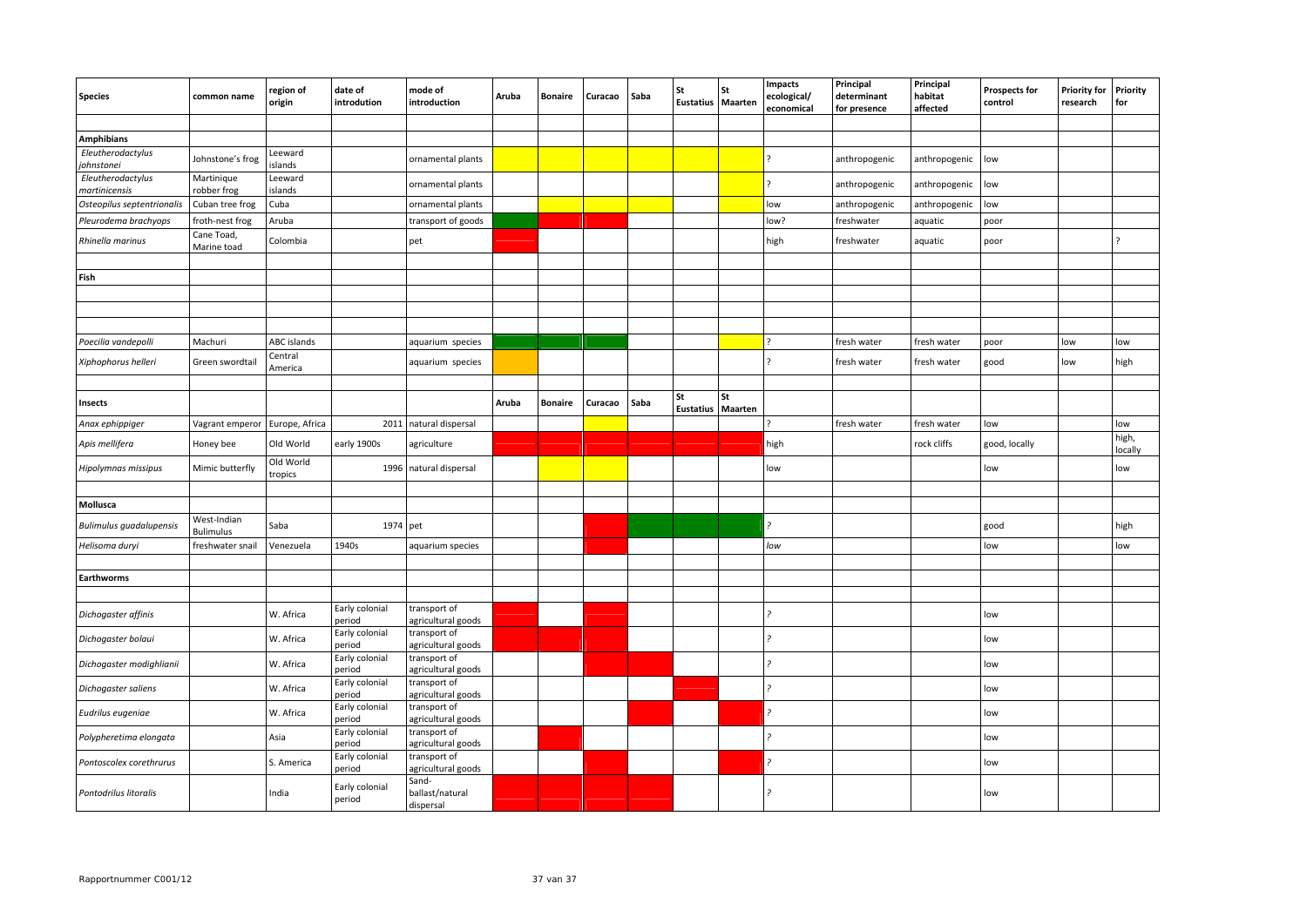| Species | common name | region of origin | date of introdution | mode of introduction | Aruba | Bonaire | Curacao | Saba | St Eustatius | St Maarten | Impacts ecological/ economical | Principal determinant for presence | Principal habitat affected | Prospects for control | Priority for research | Priority for |
|---|---|---|---|---|---|---|---|---|---|---|---|---|---|---|---|---|
| | | | | | | | | | | | | | | | | |
| **Amphibians** | | | | | | | | | | | | | | | | |
| *Eleutherodactylus johnstonei* | Johnstone's frog | Leeward islands | | ornamental plants | | | | | | | ? | anthropogenic | anthropogenic | low | | |
| *Eleutherodactylus martinicensis* | Martinique robber frog | Leeward islands | | ornamental plants | | | | | | | ? | anthropogenic | anthropogenic | low | | |
| *Osteopilus septentrionalis* | Cuban tree frog | Cuba | | ornamental plants | | | | | | | low | anthropogenic | anthropogenic | low | | |
| *Pleurodema brachyops* | froth-nest frog | Aruba | | transport of goods | | | | | | | low? | freshwater | aquatic | poor | | |
| *Rhinella marinus* | Cane Toad, Marine toad | Colombia | | pet | | | | | | | high | freshwater | aquatic | poor | | ? |
| | | | | | | | | | | | | | | | | |
| **Fish** | | | | | | | | | | | | | | | | |
| | | | | | | | | | | | | | | | | |
| | | | | | | | | | | | | | | | | |
| | | | | | | | | | | | | | | | | |
| *Poecilia vandepolli* | Machuri | ABC islands | | aquarium species | | | | | | | ? | fresh water | fresh water | poor | low | low |
| *Xiphophorus helleri* | Green swordtail | Central America | | aquarium species | | | | | | | ? | fresh water | fresh water | good | low | high |
| | | | | | | | | | | | | | | | | |
| **Insects** | | | | | Aruba | Bonaire | Curacao | Saba | St Eustatius | St Maarten | | | | | | |
| *Anax ephippiger* | Vagrant emperor | Europe, Africa | 2011 | natural dispersal | | | | | | | ? | fresh water | fresh water | low | | low |
| *Apis mellifera* | Honey bee | Old World | early 1900s | agriculture | | | | | | | high | | rock cliffs | good, locally | | high, locally |
| *Hipolymnas missipus* | Mimic butterfly | Old World tropics | 1996 | natural dispersal | | | | | | | low | | | low | | low |
| | | | | | | | | | | | | | | | | |
| **Mollusca** | | | | | | | | | | | | | | | | |
| *Bulimulus guadalupensis* | West-Indian Bulimulus | Saba | 1974 | pet | | | | | | | ? | | | good | | high |
| *Helisoma duryi* | freshwater snail | Venezuela | 1940s | aquarium species | | | | | | | low | | | low | | low |
| | | | | | | | | | | | | | | | | |
| **Earthworms** | | | | | | | | | | | | | | | | |
| | | | | | | | | | | | | | | | | |
| *Dichogaster affinis* | | W. Africa | Early colonial period | transport of agricultural goods | | | | | | | ? | | | low | | |
| *Dichogaster bolaui* | | W. Africa | Early colonial period | transport of agricultural goods | | | | | | | ? | | | low | | |
| *Dichogaster modighlianii* | | W. Africa | Early colonial period | transport of agricultural goods | | | | | | | ? | | | low | | |
| *Dichogaster saliens* | | W. Africa | Early colonial period | transport of agricultural goods | | | | | | | ? | | | low | | |
| *Eudrilus eugeniae* | | W. Africa | Early colonial period | transport of agricultural goods | | | | | | | ? | | | low | | |
| *Polypheretima elongata* | | Asia | Early colonial period | transport of agricultural goods | | | | | | | ? | | | low | | |
| *Pontoscolex corethrurus* | | S. America | Early colonial period | transport of agricultural goods | | | | | | | ? | | | low | | |
| *Pontodrilus litoralis* | | India | Early colonial period | Sand-ballast/natural dispersal | | | | | | | ? | | | low | | |